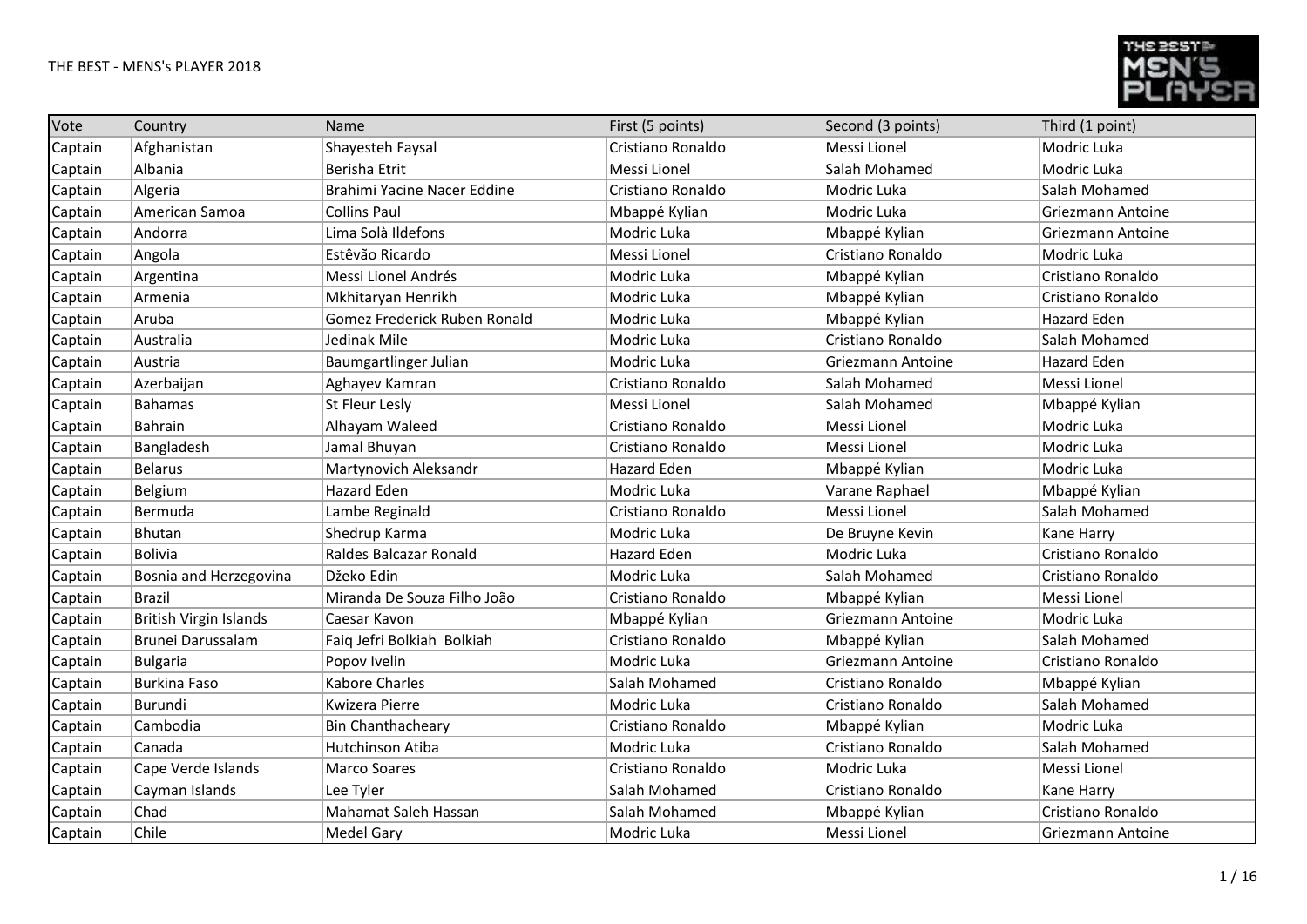# THE BEST - MENS's PLAYER 2018

| Vote | Country | Name | First (5 points) | Second (3 points) | Third (1 point) |
|---|---|---|---|---|---|
| Captain | Afghanistan | Shayesteh Faysal | Cristiano Ronaldo | Messi Lionel | Modric Luka |
| Captain | Albania | Berisha Etrit | Messi Lionel | Salah Mohamed | Modric Luka |
| Captain | Algeria | Brahimi Yacine Nacer Eddine | Cristiano Ronaldo | Modric Luka | Salah Mohamed |
| Captain | American Samoa | Collins Paul | Mbappé Kylian | Modric Luka | Griezmann Antoine |
| Captain | Andorra | Lima Solà Ildefons | Modric Luka | Mbappé Kylian | Griezmann Antoine |
| Captain | Angola | Estêvão Ricardo | Messi Lionel | Cristiano Ronaldo | Modric Luka |
| Captain | Argentina | Messi Lionel Andrés | Modric Luka | Mbappé Kylian | Cristiano Ronaldo |
| Captain | Armenia | Mkhitaryan Henrikh | Modric Luka | Mbappé Kylian | Cristiano Ronaldo |
| Captain | Aruba | Gomez Frederick Ruben Ronald | Modric Luka | Mbappé Kylian | Hazard Eden |
| Captain | Australia | Jedinak Mile | Modric Luka | Cristiano Ronaldo | Salah Mohamed |
| Captain | Austria | Baumgartlinger Julian | Modric Luka | Griezmann Antoine | Hazard Eden |
| Captain | Azerbaijan | Aghayev Kamran | Cristiano Ronaldo | Salah Mohamed | Messi Lionel |
| Captain | Bahamas | St Fleur Lesly | Messi Lionel | Salah Mohamed | Mbappé Kylian |
| Captain | Bahrain | Alhayam Waleed | Cristiano Ronaldo | Messi Lionel | Modric Luka |
| Captain | Bangladesh | Jamal Bhuyan | Cristiano Ronaldo | Messi Lionel | Modric Luka |
| Captain | Belarus | Martynovich Aleksandr | Hazard Eden | Mbappé Kylian | Modric Luka |
| Captain | Belgium | Hazard Eden | Modric Luka | Varane Raphael | Mbappé Kylian |
| Captain | Bermuda | Lambe Reginald | Cristiano Ronaldo | Messi Lionel | Salah Mohamed |
| Captain | Bhutan | Shedrup Karma | Modric Luka | De Bruyne Kevin | Kane Harry |
| Captain | Bolivia | Raldes Balcazar Ronald | Hazard Eden | Modric Luka | Cristiano Ronaldo |
| Captain | Bosnia and Herzegovina | Džeko Edin | Modric Luka | Salah Mohamed | Cristiano Ronaldo |
| Captain | Brazil | Miranda De Souza Filho João | Cristiano Ronaldo | Mbappé Kylian | Messi Lionel |
| Captain | British Virgin Islands | Caesar Kavon | Mbappé Kylian | Griezmann Antoine | Modric Luka |
| Captain | Brunei Darussalam | Faiq Jefri Bolkiah Bolkiah | Cristiano Ronaldo | Mbappé Kylian | Salah Mohamed |
| Captain | Bulgaria | Popov Ivelin | Modric Luka | Griezmann Antoine | Cristiano Ronaldo |
| Captain | Burkina Faso | Kabore Charles | Salah Mohamed | Cristiano Ronaldo | Mbappé Kylian |
| Captain | Burundi | Kwizera Pierre | Modric Luka | Cristiano Ronaldo | Salah Mohamed |
| Captain | Cambodia | Bin Chanthacheary | Cristiano Ronaldo | Mbappé Kylian | Modric Luka |
| Captain | Canada | Hutchinson Atiba | Modric Luka | Cristiano Ronaldo | Salah Mohamed |
| Captain | Cape Verde Islands | Marco Soares | Cristiano Ronaldo | Modric Luka | Messi Lionel |
| Captain | Cayman Islands | Lee Tyler | Salah Mohamed | Cristiano Ronaldo | Kane Harry |
| Captain | Chad | Mahamat Saleh Hassan | Salah Mohamed | Mbappé Kylian | Cristiano Ronaldo |
| Captain | Chile | Medel Gary | Modric Luka | Messi Lionel | Griezmann Antoine |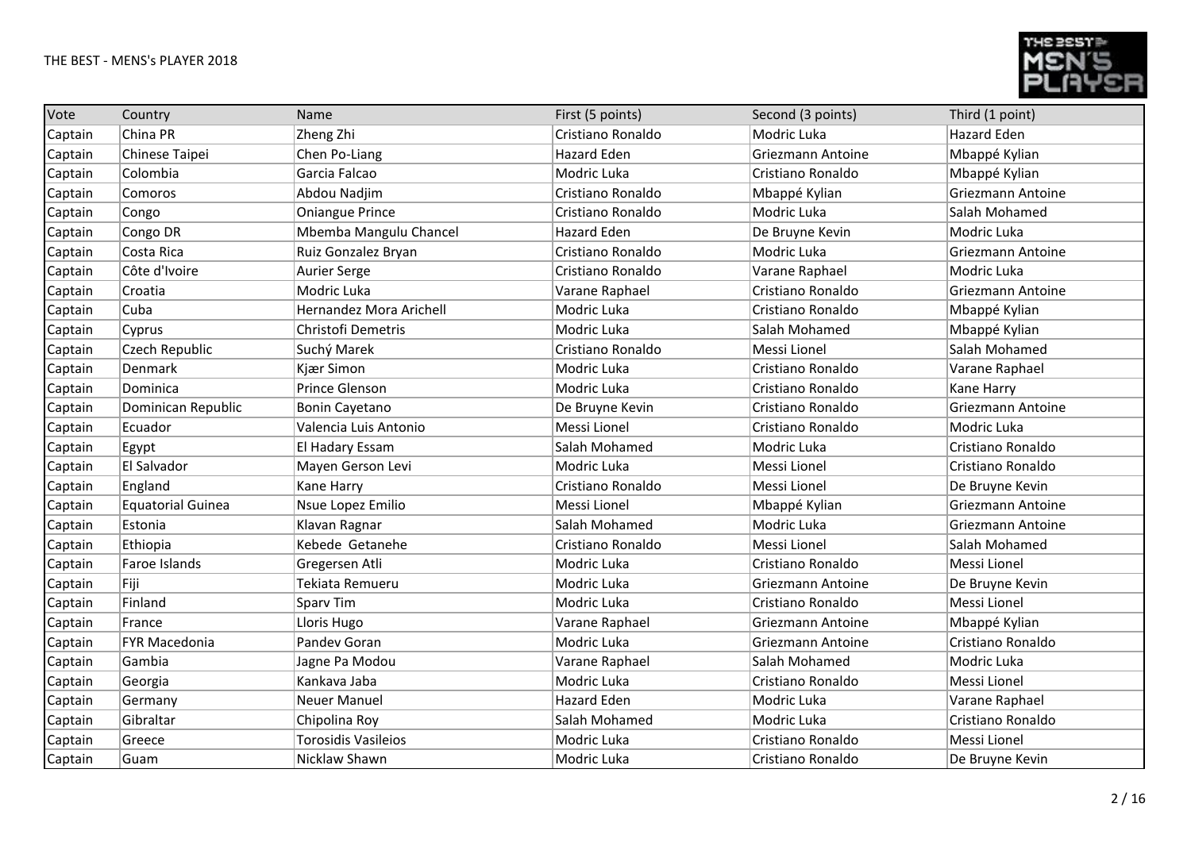THE BEST - MENS's PLAYER 2018

| Vote | Country | Name | First (5 points) | Second (3 points) | Third (1 point) |
|---|---|---|---|---|---|
| Captain | China PR | Zheng Zhi | Cristiano Ronaldo | Modric Luka | Hazard Eden |
| Captain | Chinese Taipei | Chen Po-Liang | Hazard Eden | Griezmann Antoine | Mbappé Kylian |
| Captain | Colombia | Garcia Falcao | Modric Luka | Cristiano Ronaldo | Mbappé Kylian |
| Captain | Comoros | Abdou Nadjim | Cristiano Ronaldo | Mbappé Kylian | Griezmann Antoine |
| Captain | Congo | Oniangue Prince | Cristiano Ronaldo | Modric Luka | Salah Mohamed |
| Captain | Congo DR | Mbemba Mangulu Chancel | Hazard Eden | De Bruyne Kevin | Modric Luka |
| Captain | Costa Rica | Ruiz Gonzalez Bryan | Cristiano Ronaldo | Modric Luka | Griezmann Antoine |
| Captain | Côte d'Ivoire | Aurier Serge | Cristiano Ronaldo | Varane Raphael | Modric Luka |
| Captain | Croatia | Modric Luka | Varane Raphael | Cristiano Ronaldo | Griezmann Antoine |
| Captain | Cuba | Hernandez Mora Arichell | Modric Luka | Cristiano Ronaldo | Mbappé Kylian |
| Captain | Cyprus | Christofi Demetris | Modric Luka | Salah Mohamed | Mbappé Kylian |
| Captain | Czech Republic | Suchý Marek | Cristiano Ronaldo | Messi Lionel | Salah Mohamed |
| Captain | Denmark | Kjær Simon | Modric Luka | Cristiano Ronaldo | Varane Raphael |
| Captain | Dominica | Prince Glenson | Modric Luka | Cristiano Ronaldo | Kane Harry |
| Captain | Dominican Republic | Bonin Cayetano | De Bruyne Kevin | Cristiano Ronaldo | Griezmann Antoine |
| Captain | Ecuador | Valencia Luis Antonio | Messi Lionel | Cristiano Ronaldo | Modric Luka |
| Captain | Egypt | El Hadary Essam | Salah Mohamed | Modric Luka | Cristiano Ronaldo |
| Captain | El Salvador | Mayen Gerson Levi | Modric Luka | Messi Lionel | Cristiano Ronaldo |
| Captain | England | Kane Harry | Cristiano Ronaldo | Messi Lionel | De Bruyne Kevin |
| Captain | Equatorial Guinea | Nsue Lopez Emilio | Messi Lionel | Mbappé Kylian | Griezmann Antoine |
| Captain | Estonia | Klavan Ragnar | Salah Mohamed | Modric Luka | Griezmann Antoine |
| Captain | Ethiopia | Kebede Getanehe | Cristiano Ronaldo | Messi Lionel | Salah Mohamed |
| Captain | Faroe Islands | Gregersen Atli | Modric Luka | Cristiano Ronaldo | Messi Lionel |
| Captain | Fiji | Tekiata Remueru | Modric Luka | Griezmann Antoine | De Bruyne Kevin |
| Captain | Finland | Sparv Tim | Modric Luka | Cristiano Ronaldo | Messi Lionel |
| Captain | France | Lloris Hugo | Varane Raphael | Griezmann Antoine | Mbappé Kylian |
| Captain | FYR Macedonia | Pandev Goran | Modric Luka | Griezmann Antoine | Cristiano Ronaldo |
| Captain | Gambia | Jagne Pa Modou | Varane Raphael | Salah Mohamed | Modric Luka |
| Captain | Georgia | Kankava Jaba | Modric Luka | Cristiano Ronaldo | Messi Lionel |
| Captain | Germany | Neuer Manuel | Hazard Eden | Modric Luka | Varane Raphael |
| Captain | Gibraltar | Chipolina Roy | Salah Mohamed | Modric Luka | Cristiano Ronaldo |
| Captain | Greece | Torosidis Vasileios | Modric Luka | Cristiano Ronaldo | Messi Lionel |
| Captain | Guam | Nicklaw Shawn | Modric Luka | Cristiano Ronaldo | De Bruyne Kevin |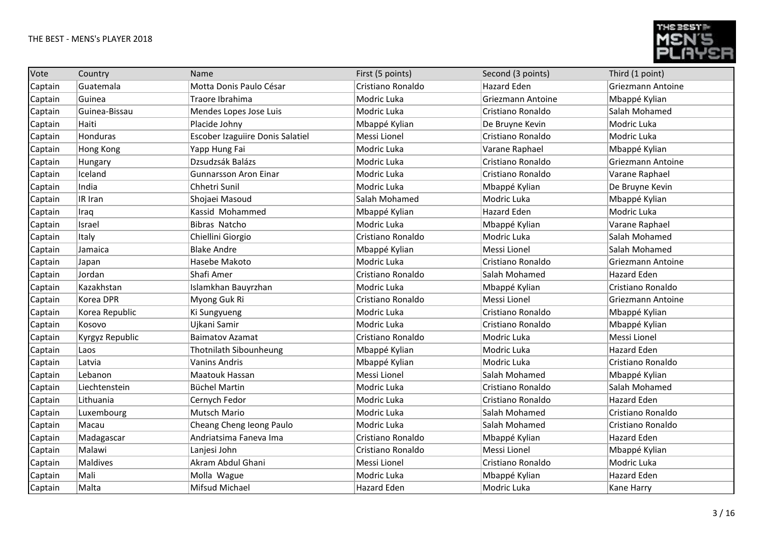| Vote | Country | Name | First (5 points) | Second (3 points) | Third (1 point) |
|---|---|---|---|---|---|
| Captain | Guatemala | Motta Donis Paulo César | Cristiano Ronaldo | Hazard Eden | Griezmann Antoine |
| Captain | Guinea | Traore Ibrahima | Modric Luka | Griezmann Antoine | Mbappé Kylian |
| Captain | Guinea-Bissau | Mendes Lopes Jose Luis | Modric Luka | Cristiano Ronaldo | Salah Mohamed |
| Captain | Haiti | Placide Johny | Mbappé Kylian | De Bruyne Kevin | Modric Luka |
| Captain | Honduras | Escober Izaguiire Donis Salatiel | Messi Lionel | Cristiano Ronaldo | Modric Luka |
| Captain | Hong Kong | Yapp Hung Fai | Modric Luka | Varane Raphael | Mbappé Kylian |
| Captain | Hungary | Dzsudzsák Balázs | Modric Luka | Cristiano Ronaldo | Griezmann Antoine |
| Captain | Iceland | Gunnarsson Aron Einar | Modric Luka | Cristiano Ronaldo | Varane Raphael |
| Captain | India | Chhetri Sunil | Modric Luka | Mbappé Kylian | De Bruyne Kevin |
| Captain | IR Iran | Shojaei Masoud | Salah Mohamed | Modric Luka | Mbappé Kylian |
| Captain | Iraq | Kassid Mohammed | Mbappé Kylian | Hazard Eden | Modric Luka |
| Captain | Israel | Bibras Natcho | Modric Luka | Mbappé Kylian | Varane Raphael |
| Captain | Italy | Chiellini Giorgio | Cristiano Ronaldo | Modric Luka | Salah Mohamed |
| Captain | Jamaica | Blake Andre | Mbappé Kylian | Messi Lionel | Salah Mohamed |
| Captain | Japan | Hasebe Makoto | Modric Luka | Cristiano Ronaldo | Griezmann Antoine |
| Captain | Jordan | Shafi Amer | Cristiano Ronaldo | Salah Mohamed | Hazard Eden |
| Captain | Kazakhstan | Islamkhan Bauyrzhan | Modric Luka | Mbappé Kylian | Cristiano Ronaldo |
| Captain | Korea DPR | Myong Guk Ri | Cristiano Ronaldo | Messi Lionel | Griezmann Antoine |
| Captain | Korea Republic | Ki Sungyueng | Modric Luka | Cristiano Ronaldo | Mbappé Kylian |
| Captain | Kosovo | Ujkani Samir | Modric Luka | Cristiano Ronaldo | Mbappé Kylian |
| Captain | Kyrgyz Republic | Baimatov Azamat | Cristiano Ronaldo | Modric Luka | Messi Lionel |
| Captain | Laos | Thotnilath Sibounheung | Mbappé Kylian | Modric Luka | Hazard Eden |
| Captain | Latvia | Vanins Andris | Mbappé Kylian | Modric Luka | Cristiano Ronaldo |
| Captain | Lebanon | Maatouk Hassan | Messi Lionel | Salah Mohamed | Mbappé Kylian |
| Captain | Liechtenstein | Büchel Martin | Modric Luka | Cristiano Ronaldo | Salah Mohamed |
| Captain | Lithuania | Cernych Fedor | Modric Luka | Cristiano Ronaldo | Hazard Eden |
| Captain | Luxembourg | Mutsch Mario | Modric Luka | Salah Mohamed | Cristiano Ronaldo |
| Captain | Macau | Cheang Cheng Ieong Paulo | Modric Luka | Salah Mohamed | Cristiano Ronaldo |
| Captain | Madagascar | Andriatsima Faneva Ima | Cristiano Ronaldo | Mbappé Kylian | Hazard Eden |
| Captain | Malawi | Lanjesi John | Cristiano Ronaldo | Messi Lionel | Mbappé Kylian |
| Captain | Maldives | Akram Abdul Ghani | Messi Lionel | Cristiano Ronaldo | Modric Luka |
| Captain | Mali | Molla Wague | Modric Luka | Mbappé Kylian | Hazard Eden |
| Captain | Malta | Mifsud Michael | Hazard Eden | Modric Luka | Kane Harry |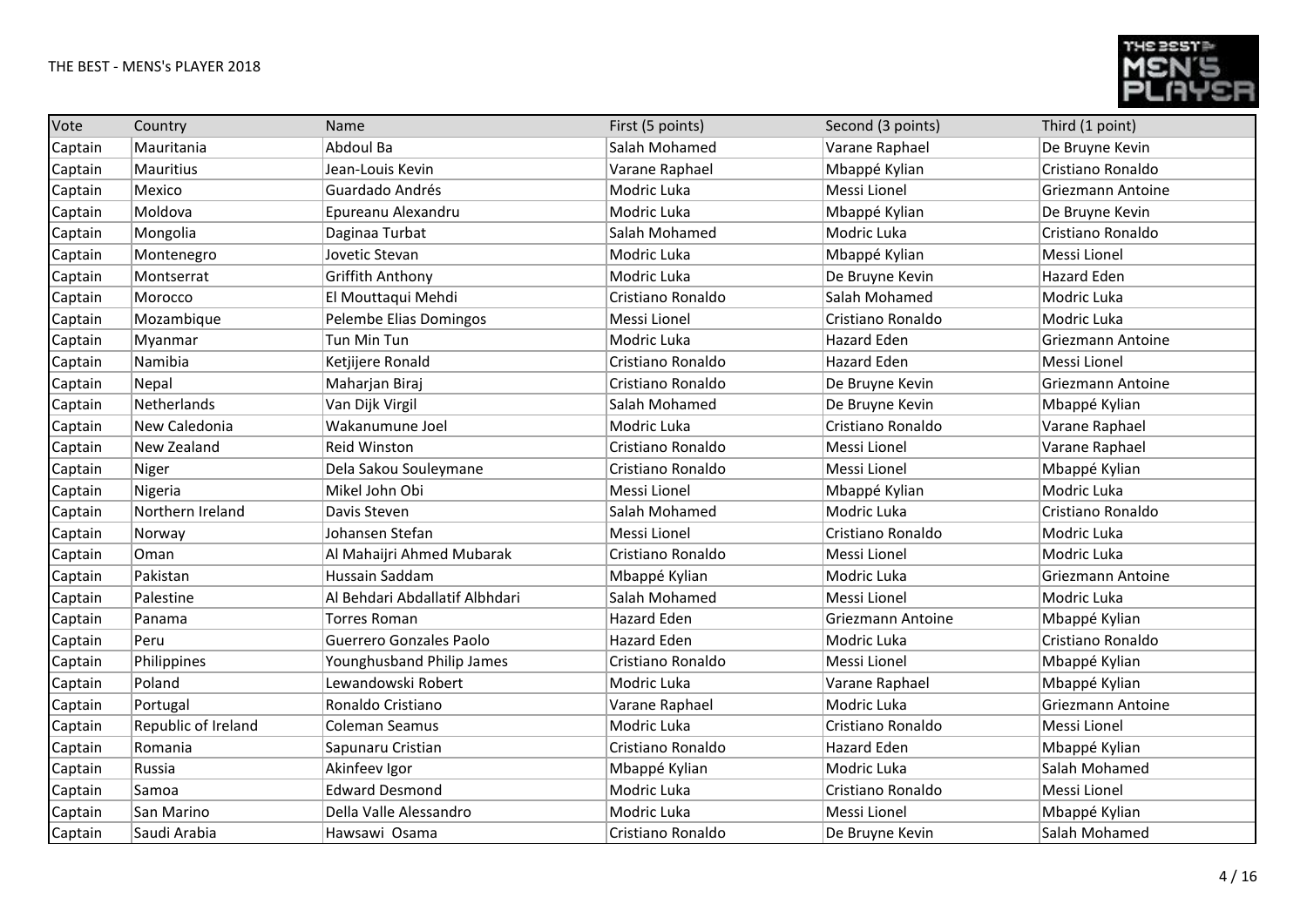| Vote | Country | Name | First (5 points) | Second (3 points) | Third (1 point) |
|---|---|---|---|---|---|
| Captain | Mauritania | Abdoul Ba | Salah Mohamed | Varane Raphael | De Bruyne Kevin |
| Captain | Mauritius | Jean-Louis Kevin | Varane Raphael | Mbappé Kylian | Cristiano Ronaldo |
| Captain | Mexico | Guardado Andrés | Modric Luka | Messi Lionel | Griezmann Antoine |
| Captain | Moldova | Epureanu Alexandru | Modric Luka | Mbappé Kylian | De Bruyne Kevin |
| Captain | Mongolia | Daginaa Turbat | Salah Mohamed | Modric Luka | Cristiano Ronaldo |
| Captain | Montenegro | Jovetic Stevan | Modric Luka | Mbappé Kylian | Messi Lionel |
| Captain | Montserrat | Griffith Anthony | Modric Luka | De Bruyne Kevin | Hazard Eden |
| Captain | Morocco | El Mouttaqui Mehdi | Cristiano Ronaldo | Salah Mohamed | Modric Luka |
| Captain | Mozambique | Pelembe Elias Domingos | Messi Lionel | Cristiano Ronaldo | Modric Luka |
| Captain | Myanmar | Tun Min Tun | Modric Luka | Hazard Eden | Griezmann Antoine |
| Captain | Namibia | Ketjijere Ronald | Cristiano Ronaldo | Hazard Eden | Messi Lionel |
| Captain | Nepal | Maharjan Biraj | Cristiano Ronaldo | De Bruyne Kevin | Griezmann Antoine |
| Captain | Netherlands | Van Dijk Virgil | Salah Mohamed | De Bruyne Kevin | Mbappé Kylian |
| Captain | New Caledonia | Wakanumune Joel | Modric Luka | Cristiano Ronaldo | Varane Raphael |
| Captain | New Zealand | Reid Winston | Cristiano Ronaldo | Messi Lionel | Varane Raphael |
| Captain | Niger | Dela Sakou Souleymane | Cristiano Ronaldo | Messi Lionel | Mbappé Kylian |
| Captain | Nigeria | Mikel John Obi | Messi Lionel | Mbappé Kylian | Modric Luka |
| Captain | Northern Ireland | Davis Steven | Salah Mohamed | Modric Luka | Cristiano Ronaldo |
| Captain | Norway | Johansen Stefan | Messi Lionel | Cristiano Ronaldo | Modric Luka |
| Captain | Oman | Al Mahaijri Ahmed Mubarak | Cristiano Ronaldo | Messi Lionel | Modric Luka |
| Captain | Pakistan | Hussain Saddam | Mbappé Kylian | Modric Luka | Griezmann Antoine |
| Captain | Palestine | Al Behdari Abdallatif Albhdari | Salah Mohamed | Messi Lionel | Modric Luka |
| Captain | Panama | Torres Roman | Hazard Eden | Griezmann Antoine | Mbappé Kylian |
| Captain | Peru | Guerrero Gonzales Paolo | Hazard Eden | Modric Luka | Cristiano Ronaldo |
| Captain | Philippines | Younghusband Philip James | Cristiano Ronaldo | Messi Lionel | Mbappé Kylian |
| Captain | Poland | Lewandowski Robert | Modric Luka | Varane Raphael | Mbappé Kylian |
| Captain | Portugal | Ronaldo Cristiano | Varane Raphael | Modric Luka | Griezmann Antoine |
| Captain | Republic of Ireland | Coleman Seamus | Modric Luka | Cristiano Ronaldo | Messi Lionel |
| Captain | Romania | Sapunaru Cristian | Cristiano Ronaldo | Hazard Eden | Mbappé Kylian |
| Captain | Russia | Akinfeev Igor | Mbappé Kylian | Modric Luka | Salah Mohamed |
| Captain | Samoa | Edward Desmond | Modric Luka | Cristiano Ronaldo | Messi Lionel |
| Captain | San Marino | Della Valle Alessandro | Modric Luka | Messi Lionel | Mbappé Kylian |
| Captain | Saudi Arabia | Hawsawi Osama | Cristiano Ronaldo | De Bruyne Kevin | Salah Mohamed |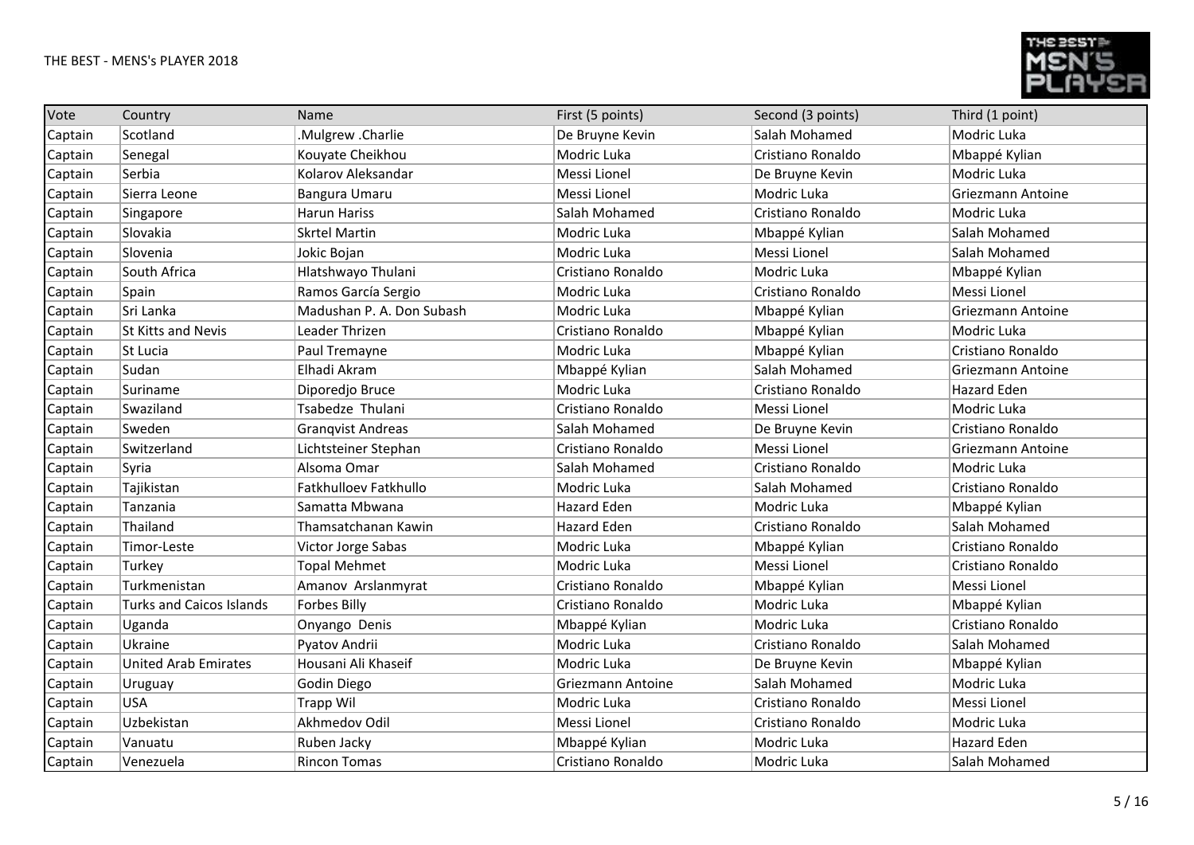| Vote | Country | Name | First (5 points) | Second (3 points) | Third (1 point) |
| --- | --- | --- | --- | --- | --- |
| Captain | Scotland | .Mulgrew .Charlie | De Bruyne Kevin | Salah Mohamed | Modric Luka |
| Captain | Senegal | Kouyate Cheikhou | Modric Luka | Cristiano Ronaldo | Mbappé Kylian |
| Captain | Serbia | Kolarov Aleksandar | Messi Lionel | De Bruyne Kevin | Modric Luka |
| Captain | Sierra Leone | Bangura Umaru | Messi Lionel | Modric Luka | Griezmann Antoine |
| Captain | Singapore | Harun Hariss | Salah Mohamed | Cristiano Ronaldo | Modric Luka |
| Captain | Slovakia | Skrtel Martin | Modric Luka | Mbappé Kylian | Salah Mohamed |
| Captain | Slovenia | Jokic Bojan | Modric Luka | Messi Lionel | Salah Mohamed |
| Captain | South Africa | Hlatshwayo Thulani | Cristiano Ronaldo | Modric Luka | Mbappé Kylian |
| Captain | Spain | Ramos García Sergio | Modric Luka | Cristiano Ronaldo | Messi Lionel |
| Captain | Sri Lanka | Madushan P. A. Don Subash | Modric Luka | Mbappé Kylian | Griezmann Antoine |
| Captain | St Kitts and Nevis | Leader Thrizen | Cristiano Ronaldo | Mbappé Kylian | Modric Luka |
| Captain | St Lucia | Paul Tremayne | Modric Luka | Mbappé Kylian | Cristiano Ronaldo |
| Captain | Sudan | Elhadi Akram | Mbappé Kylian | Salah Mohamed | Griezmann Antoine |
| Captain | Suriname | Diporedjo Bruce | Modric Luka | Cristiano Ronaldo | Hazard Eden |
| Captain | Swaziland | Tsabedze Thulani | Cristiano Ronaldo | Messi Lionel | Modric Luka |
| Captain | Sweden | Granqvist Andreas | Salah Mohamed | De Bruyne Kevin | Cristiano Ronaldo |
| Captain | Switzerland | Lichtsteiner Stephan | Cristiano Ronaldo | Messi Lionel | Griezmann Antoine |
| Captain | Syria | Alsoma Omar | Salah Mohamed | Cristiano Ronaldo | Modric Luka |
| Captain | Tajikistan | Fatkhulloev Fatkhullo | Modric Luka | Salah Mohamed | Cristiano Ronaldo |
| Captain | Tanzania | Samatta Mbwana | Hazard Eden | Modric Luka | Mbappé Kylian |
| Captain | Thailand | Thamsatchanan Kawin | Hazard Eden | Cristiano Ronaldo | Salah Mohamed |
| Captain | Timor-Leste | Victor Jorge Sabas | Modric Luka | Mbappé Kylian | Cristiano Ronaldo |
| Captain | Turkey | Topal Mehmet | Modric Luka | Messi Lionel | Cristiano Ronaldo |
| Captain | Turkmenistan | Amanov Arslanmyrat | Cristiano Ronaldo | Mbappé Kylian | Messi Lionel |
| Captain | Turks and Caicos Islands | Forbes Billy | Cristiano Ronaldo | Modric Luka | Mbappé Kylian |
| Captain | Uganda | Onyango Denis | Mbappé Kylian | Modric Luka | Cristiano Ronaldo |
| Captain | Ukraine | Pyatov Andrii | Modric Luka | Cristiano Ronaldo | Salah Mohamed |
| Captain | United Arab Emirates | Housani Ali Khaseif | Modric Luka | De Bruyne Kevin | Mbappé Kylian |
| Captain | Uruguay | Godin Diego | Griezmann Antoine | Salah Mohamed | Modric Luka |
| Captain | USA | Trapp Wil | Modric Luka | Cristiano Ronaldo | Messi Lionel |
| Captain | Uzbekistan | Akhmedov Odil | Messi Lionel | Cristiano Ronaldo | Modric Luka |
| Captain | Vanuatu | Ruben Jacky | Mbappé Kylian | Modric Luka | Hazard Eden |
| Captain | Venezuela | Rincon Tomas | Cristiano Ronaldo | Modric Luka | Salah Mohamed |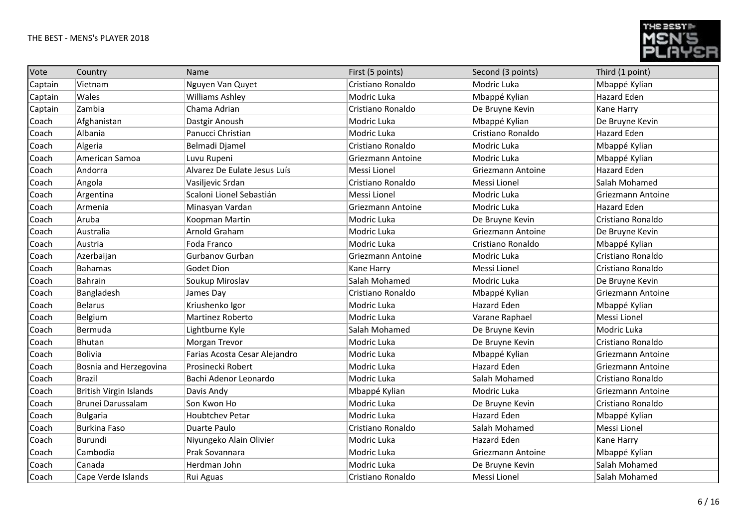| Vote | Country | Name | First (5 points) | Second (3 points) | Third (1 point) |
|---|---|---|---|---|---|
| Captain | Vietnam | Nguyen Van Quyet | Cristiano Ronaldo | Modric Luka | Mbappé Kylian |
| Captain | Wales | Williams Ashley | Modric Luka | Mbappé Kylian | Hazard Eden |
| Captain | Zambia | Chama Adrian | Cristiano Ronaldo | De Bruyne Kevin | Kane Harry |
| Coach | Afghanistan | Dastgir Anoush | Modric Luka | Mbappé Kylian | De Bruyne Kevin |
| Coach | Albania | Panucci Christian | Modric Luka | Cristiano Ronaldo | Hazard Eden |
| Coach | Algeria | Belmadi Djamel | Cristiano Ronaldo | Modric Luka | Mbappé Kylian |
| Coach | American Samoa | Luvu Rupeni | Griezmann Antoine | Modric Luka | Mbappé Kylian |
| Coach | Andorra | Alvarez De Eulate Jesus Luís | Messi Lionel | Griezmann Antoine | Hazard Eden |
| Coach | Angola | Vasiljevic Srdan | Cristiano Ronaldo | Messi Lionel | Salah Mohamed |
| Coach | Argentina | Scaloni Lionel Sebastián | Messi Lionel | Modric Luka | Griezmann Antoine |
| Coach | Armenia | Minasyan Vardan | Griezmann Antoine | Modric Luka | Hazard Eden |
| Coach | Aruba | Koopman Martin | Modric Luka | De Bruyne Kevin | Cristiano Ronaldo |
| Coach | Australia | Arnold Graham | Modric Luka | Griezmann Antoine | De Bruyne Kevin |
| Coach | Austria | Foda Franco | Modric Luka | Cristiano Ronaldo | Mbappé Kylian |
| Coach | Azerbaijan | Gurbanov Gurban | Griezmann Antoine | Modric Luka | Cristiano Ronaldo |
| Coach | Bahamas | Godet Dion | Kane Harry | Messi Lionel | Cristiano Ronaldo |
| Coach | Bahrain | Soukup Miroslav | Salah Mohamed | Modric Luka | De Bruyne Kevin |
| Coach | Bangladesh | James Day | Cristiano Ronaldo | Mbappé Kylian | Griezmann Antoine |
| Coach | Belarus | Kriushenko Igor | Modric Luka | Hazard Eden | Mbappé Kylian |
| Coach | Belgium | Martinez Roberto | Modric Luka | Varane Raphael | Messi Lionel |
| Coach | Bermuda | Lightburne Kyle | Salah Mohamed | De Bruyne Kevin | Modric Luka |
| Coach | Bhutan | Morgan Trevor | Modric Luka | De Bruyne Kevin | Cristiano Ronaldo |
| Coach | Bolivia | Farias Acosta Cesar Alejandro | Modric Luka | Mbappé Kylian | Griezmann Antoine |
| Coach | Bosnia and Herzegovina | Prosinecki Robert | Modric Luka | Hazard Eden | Griezmann Antoine |
| Coach | Brazil | Bachi Adenor Leonardo | Modric Luka | Salah Mohamed | Cristiano Ronaldo |
| Coach | British Virgin Islands | Davis Andy | Mbappé Kylian | Modric Luka | Griezmann Antoine |
| Coach | Brunei Darussalam | Son Kwon Ho | Modric Luka | De Bruyne Kevin | Cristiano Ronaldo |
| Coach | Bulgaria | Houbtchev Petar | Modric Luka | Hazard Eden | Mbappé Kylian |
| Coach | Burkina Faso | Duarte Paulo | Cristiano Ronaldo | Salah Mohamed | Messi Lionel |
| Coach | Burundi | Niyungeko Alain Olivier | Modric Luka | Hazard Eden | Kane Harry |
| Coach | Cambodia | Prak Sovannara | Modric Luka | Griezmann Antoine | Mbappé Kylian |
| Coach | Canada | Herdman John | Modric Luka | De Bruyne Kevin | Salah Mohamed |
| Coach | Cape Verde Islands | Rui Aguas | Cristiano Ronaldo | Messi Lionel | Salah Mohamed |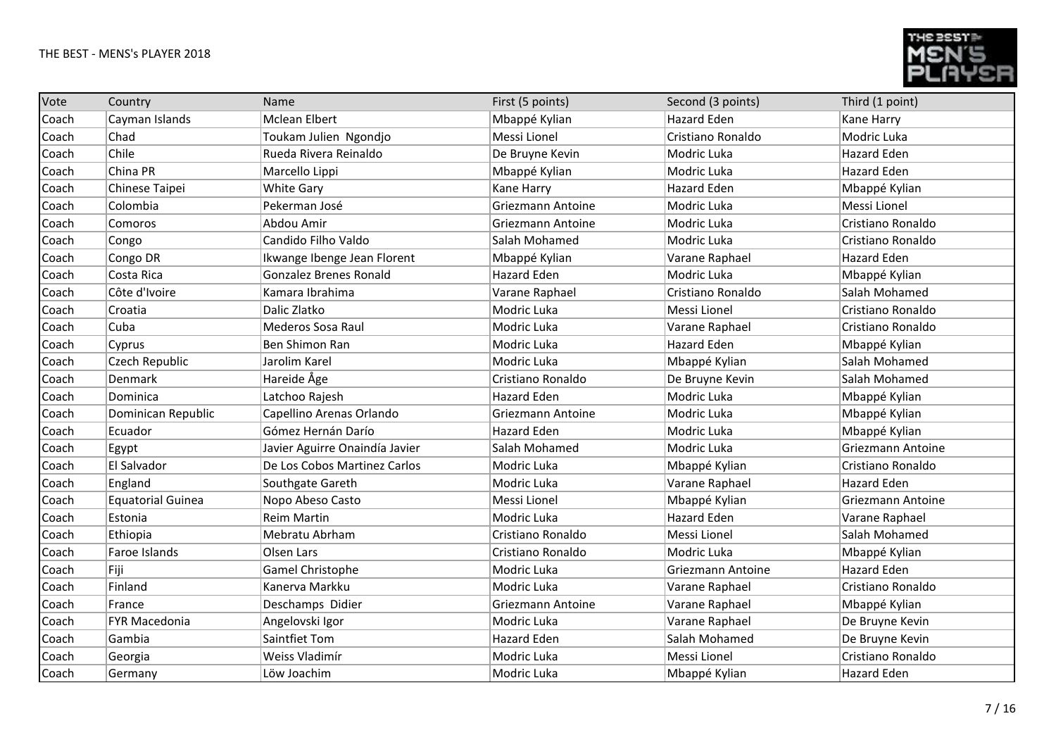| Vote | Country | Name | First (5 points) | Second (3 points) | Third (1 point) |
|---|---|---|---|---|---|
| Coach | Cayman Islands | Mclean Elbert | Mbappé Kylian | Hazard Eden | Kane Harry |
| Coach | Chad | Toukam Julien Ngondjo | Messi Lionel | Cristiano Ronaldo | Modric Luka |
| Coach | Chile | Rueda Rivera Reinaldo | De Bruyne Kevin | Modric Luka | Hazard Eden |
| Coach | China PR | Marcello Lippi | Mbappé Kylian | Modric Luka | Hazard Eden |
| Coach | Chinese Taipei | White Gary | Kane Harry | Hazard Eden | Mbappé Kylian |
| Coach | Colombia | Pekerman José | Griezmann Antoine | Modric Luka | Messi Lionel |
| Coach | Comoros | Abdou Amir | Griezmann Antoine | Modric Luka | Cristiano Ronaldo |
| Coach | Congo | Candido Filho Valdo | Salah Mohamed | Modric Luka | Cristiano Ronaldo |
| Coach | Congo DR | Ikwange Ibenge Jean Florent | Mbappé Kylian | Varane Raphael | Hazard Eden |
| Coach | Costa Rica | Gonzalez Brenes Ronald | Hazard Eden | Modric Luka | Mbappé Kylian |
| Coach | Côte d'Ivoire | Kamara Ibrahima | Varane Raphael | Cristiano Ronaldo | Salah Mohamed |
| Coach | Croatia | Dalic Zlatko | Modric Luka | Messi Lionel | Cristiano Ronaldo |
| Coach | Cuba | Mederos Sosa Raul | Modric Luka | Varane Raphael | Cristiano Ronaldo |
| Coach | Cyprus | Ben Shimon Ran | Modric Luka | Hazard Eden | Mbappé Kylian |
| Coach | Czech Republic | Jarolim Karel | Modric Luka | Mbappé Kylian | Salah Mohamed |
| Coach | Denmark | Hareide Åge | Cristiano Ronaldo | De Bruyne Kevin | Salah Mohamed |
| Coach | Dominica | Latchoo Rajesh | Hazard Eden | Modric Luka | Mbappé Kylian |
| Coach | Dominican Republic | Capellino Arenas Orlando | Griezmann Antoine | Modric Luka | Mbappé Kylian |
| Coach | Ecuador | Gómez Hernán Darío | Hazard Eden | Modric Luka | Mbappé Kylian |
| Coach | Egypt | Javier Aguirre Onaindía Javier | Salah Mohamed | Modric Luka | Griezmann Antoine |
| Coach | El Salvador | De Los Cobos Martinez Carlos | Modric Luka | Mbappé Kylian | Cristiano Ronaldo |
| Coach | England | Southgate Gareth | Modric Luka | Varane Raphael | Hazard Eden |
| Coach | Equatorial Guinea | Nopo Abeso Casto | Messi Lionel | Mbappé Kylian | Griezmann Antoine |
| Coach | Estonia | Reim Martin | Modric Luka | Hazard Eden | Varane Raphael |
| Coach | Ethiopia | Mebratu Abrham | Cristiano Ronaldo | Messi Lionel | Salah Mohamed |
| Coach | Faroe Islands | Olsen Lars | Cristiano Ronaldo | Modric Luka | Mbappé Kylian |
| Coach | Fiji | Gamel Christophe | Modric Luka | Griezmann Antoine | Hazard Eden |
| Coach | Finland | Kanerva Markku | Modric Luka | Varane Raphael | Cristiano Ronaldo |
| Coach | France | Deschamps Didier | Griezmann Antoine | Varane Raphael | Mbappé Kylian |
| Coach | FYR Macedonia | Angelovski Igor | Modric Luka | Varane Raphael | De Bruyne Kevin |
| Coach | Gambia | Saintfiet Tom | Hazard Eden | Salah Mohamed | De Bruyne Kevin |
| Coach | Georgia | Weiss Vladimír | Modric Luka | Messi Lionel | Cristiano Ronaldo |
| Coach | Germany | Löw Joachim | Modric Luka | Mbappé Kylian | Hazard Eden |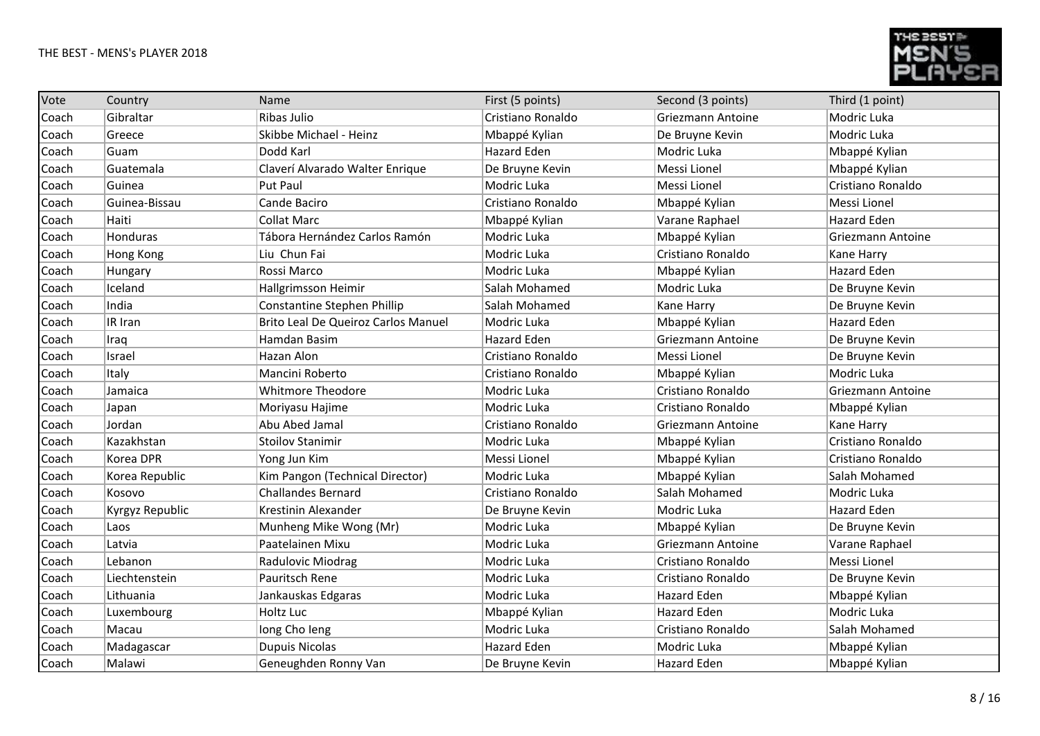| Vote | Country | Name | First (5 points) | Second (3 points) | Third (1 point) |
|---|---|---|---|---|---|
| Coach | Gibraltar | Ribas Julio | Cristiano Ronaldo | Griezmann Antoine | Modric Luka |
| Coach | Greece | Skibbe Michael - Heinz | Mbappé Kylian | De Bruyne Kevin | Modric Luka |
| Coach | Guam | Dodd Karl | Hazard Eden | Modric Luka | Mbappé Kylian |
| Coach | Guatemala | Claverí Alvarado Walter Enrique | De Bruyne Kevin | Messi Lionel | Mbappé Kylian |
| Coach | Guinea | Put Paul | Modric Luka | Messi Lionel | Cristiano Ronaldo |
| Coach | Guinea-Bissau | Cande Baciro | Cristiano Ronaldo | Mbappé Kylian | Messi Lionel |
| Coach | Haiti | Collat Marc | Mbappé Kylian | Varane Raphael | Hazard Eden |
| Coach | Honduras | Tábora Hernández Carlos Ramón | Modric Luka | Mbappé Kylian | Griezmann Antoine |
| Coach | Hong Kong | Liu Chun Fai | Modric Luka | Cristiano Ronaldo | Kane Harry |
| Coach | Hungary | Rossi Marco | Modric Luka | Mbappé Kylian | Hazard Eden |
| Coach | Iceland | Hallgrimsson Heimir | Salah Mohamed | Modric Luka | De Bruyne Kevin |
| Coach | India | Constantine Stephen Phillip | Salah Mohamed | Kane Harry | De Bruyne Kevin |
| Coach | IR Iran | Brito Leal De Queiroz Carlos Manuel | Modric Luka | Mbappé Kylian | Hazard Eden |
| Coach | Iraq | Hamdan Basim | Hazard Eden | Griezmann Antoine | De Bruyne Kevin |
| Coach | Israel | Hazan Alon | Cristiano Ronaldo | Messi Lionel | De Bruyne Kevin |
| Coach | Italy | Mancini Roberto | Cristiano Ronaldo | Mbappé Kylian | Modric Luka |
| Coach | Jamaica | Whitmore Theodore | Modric Luka | Cristiano Ronaldo | Griezmann Antoine |
| Coach | Japan | Moriyasu Hajime | Modric Luka | Cristiano Ronaldo | Mbappé Kylian |
| Coach | Jordan | Abu Abed Jamal | Cristiano Ronaldo | Griezmann Antoine | Kane Harry |
| Coach | Kazakhstan | Stoilov Stanimir | Modric Luka | Mbappé Kylian | Cristiano Ronaldo |
| Coach | Korea DPR | Yong Jun Kim | Messi Lionel | Mbappé Kylian | Cristiano Ronaldo |
| Coach | Korea Republic | Kim Pangon (Technical Director) | Modric Luka | Mbappé Kylian | Salah Mohamed |
| Coach | Kosovo | Challandes Bernard | Cristiano Ronaldo | Salah Mohamed | Modric Luka |
| Coach | Kyrgyz Republic | Krestinin Alexander | De Bruyne Kevin | Modric Luka | Hazard Eden |
| Coach | Laos | Munheng Mike Wong (Mr) | Modric Luka | Mbappé Kylian | De Bruyne Kevin |
| Coach | Latvia | Paatelainen Mixu | Modric Luka | Griezmann Antoine | Varane Raphael |
| Coach | Lebanon | Radulovic Miodrag | Modric Luka | Cristiano Ronaldo | Messi Lionel |
| Coach | Liechtenstein | Pauritsch Rene | Modric Luka | Cristiano Ronaldo | De Bruyne Kevin |
| Coach | Lithuania | Jankauskas Edgaras | Modric Luka | Hazard Eden | Mbappé Kylian |
| Coach | Luxembourg | Holtz Luc | Mbappé Kylian | Hazard Eden | Modric Luka |
| Coach | Macau | Iong Cho Ieng | Modric Luka | Cristiano Ronaldo | Salah Mohamed |
| Coach | Madagascar | Dupuis Nicolas | Hazard Eden | Modric Luka | Mbappé Kylian |
| Coach | Malawi | Geneughden Ronny Van | De Bruyne Kevin | Hazard Eden | Mbappé Kylian |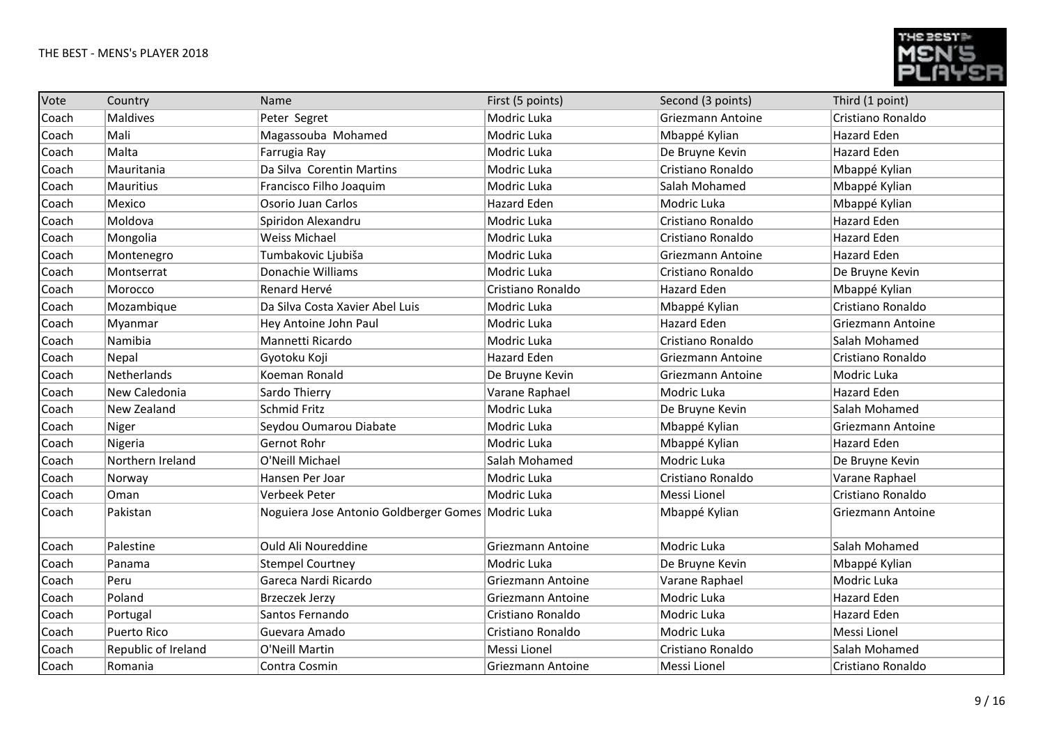THE BEST - MENS's PLAYER 2018

| Vote | Country | Name | First (5 points) | Second (3 points) | Third (1 point) |
|---|---|---|---|---|---|
| Coach | Maldives | Peter Segret | Modric Luka | Griezmann Antoine | Cristiano Ronaldo |
| Coach | Mali | Magassouba Mohamed | Modric Luka | Mbappé Kylian | Hazard Eden |
| Coach | Malta | Farrugia Ray | Modric Luka | De Bruyne Kevin | Hazard Eden |
| Coach | Mauritania | Da Silva Corentin Martins | Modric Luka | Cristiano Ronaldo | Mbappé Kylian |
| Coach | Mauritius | Francisco Filho Joaquim | Modric Luka | Salah Mohamed | Mbappé Kylian |
| Coach | Mexico | Osorio Juan Carlos | Hazard Eden | Modric Luka | Mbappé Kylian |
| Coach | Moldova | Spiridon Alexandru | Modric Luka | Cristiano Ronaldo | Hazard Eden |
| Coach | Mongolia | Weiss Michael | Modric Luka | Cristiano Ronaldo | Hazard Eden |
| Coach | Montenegro | Tumbakovic Ljubiša | Modric Luka | Griezmann Antoine | Hazard Eden |
| Coach | Montserrat | Donachie Williams | Modric Luka | Cristiano Ronaldo | De Bruyne Kevin |
| Coach | Morocco | Renard Hervé | Cristiano Ronaldo | Hazard Eden | Mbappé Kylian |
| Coach | Mozambique | Da Silva Costa Xavier Abel Luis | Modric Luka | Mbappé Kylian | Cristiano Ronaldo |
| Coach | Myanmar | Hey Antoine John Paul | Modric Luka | Hazard Eden | Griezmann Antoine |
| Coach | Namibia | Mannetti Ricardo | Modric Luka | Cristiano Ronaldo | Salah Mohamed |
| Coach | Nepal | Gyotoku Koji | Hazard Eden | Griezmann Antoine | Cristiano Ronaldo |
| Coach | Netherlands | Koeman Ronald | De Bruyne Kevin | Griezmann Antoine | Modric Luka |
| Coach | New Caledonia | Sardo Thierry | Varane Raphael | Modric Luka | Hazard Eden |
| Coach | New Zealand | Schmid Fritz | Modric Luka | De Bruyne Kevin | Salah Mohamed |
| Coach | Niger | Seydou Oumarou Diabate | Modric Luka | Mbappé Kylian | Griezmann Antoine |
| Coach | Nigeria | Gernot Rohr | Modric Luka | Mbappé Kylian | Hazard Eden |
| Coach | Northern Ireland | O'Neill Michael | Salah Mohamed | Modric Luka | De Bruyne Kevin |
| Coach | Norway | Hansen Per Joar | Modric Luka | Cristiano Ronaldo | Varane Raphael |
| Coach | Oman | Verbeek Peter | Modric Luka | Messi Lionel | Cristiano Ronaldo |
| Coach | Pakistan | Noguiera Jose Antonio Goldberger Gomes | Modric Luka | Mbappé Kylian | Griezmann Antoine |
| Coach | Palestine | Ould Ali Noureddine | Griezmann Antoine | Modric Luka | Salah Mohamed |
| Coach | Panama | Stempel Courtney | Modric Luka | De Bruyne Kevin | Mbappé Kylian |
| Coach | Peru | Gareca Nardi Ricardo | Griezmann Antoine | Varane Raphael | Modric Luka |
| Coach | Poland | Brzeczek Jerzy | Griezmann Antoine | Modric Luka | Hazard Eden |
| Coach | Portugal | Santos Fernando | Cristiano Ronaldo | Modric Luka | Hazard Eden |
| Coach | Puerto Rico | Guevara Amado | Cristiano Ronaldo | Modric Luka | Messi Lionel |
| Coach | Republic of Ireland | O'Neill Martin | Messi Lionel | Cristiano Ronaldo | Salah Mohamed |
| Coach | Romania | Contra Cosmin | Griezmann Antoine | Messi Lionel | Cristiano Ronaldo |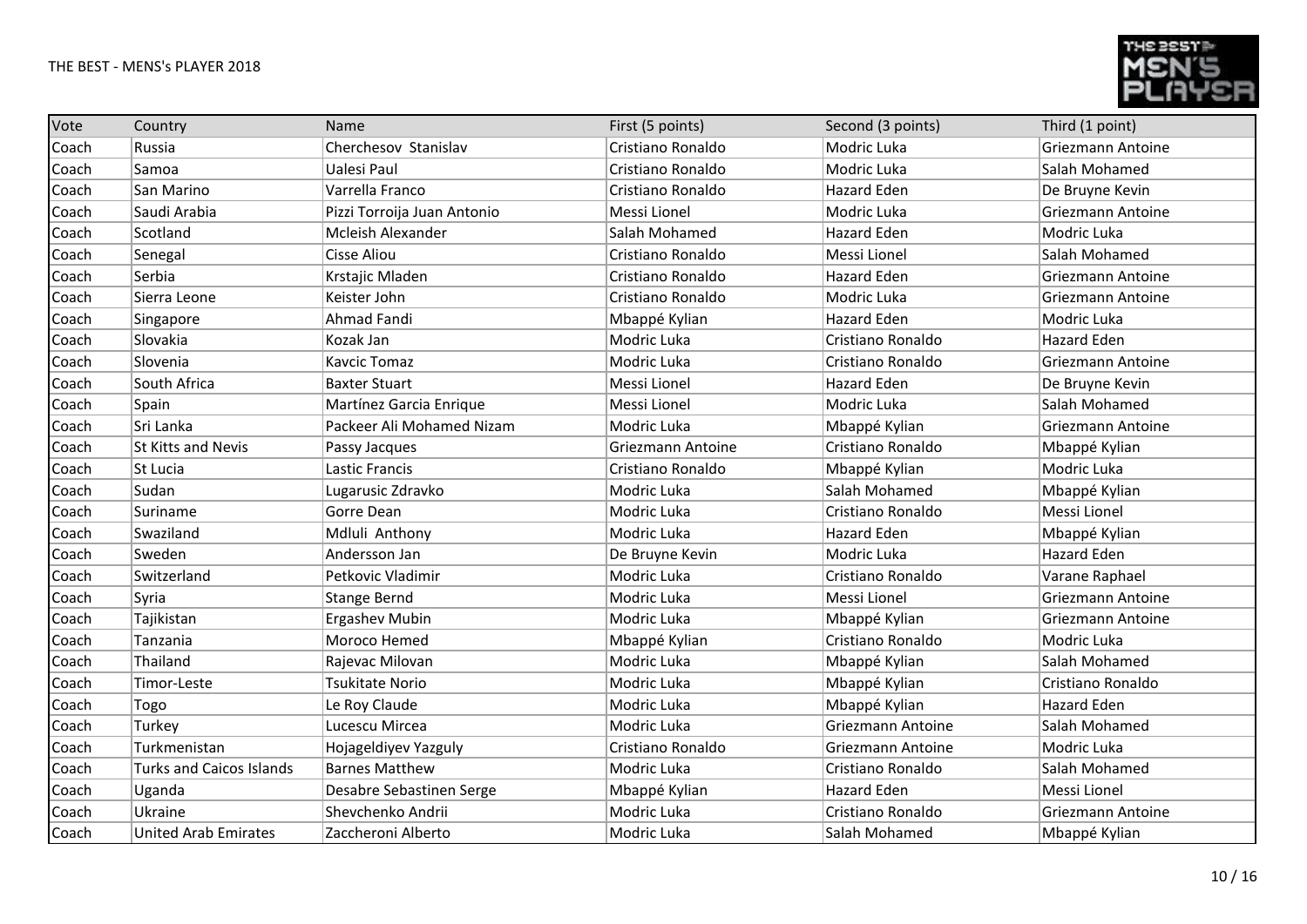| Vote | Country | Name | First (5 points) | Second (3 points) | Third (1 point) |
|---|---|---|---|---|---|
| Coach | Russia | Cherchesov Stanislav | Cristiano Ronaldo | Modric Luka | Griezmann Antoine |
| Coach | Samoa | Ualesi Paul | Cristiano Ronaldo | Modric Luka | Salah Mohamed |
| Coach | San Marino | Varrella Franco | Cristiano Ronaldo | Hazard Eden | De Bruyne Kevin |
| Coach | Saudi Arabia | Pizzi Torroija Juan Antonio | Messi Lionel | Modric Luka | Griezmann Antoine |
| Coach | Scotland | Mcleish Alexander | Salah Mohamed | Hazard Eden | Modric Luka |
| Coach | Senegal | Cisse Aliou | Cristiano Ronaldo | Messi Lionel | Salah Mohamed |
| Coach | Serbia | Krstajic Mladen | Cristiano Ronaldo | Hazard Eden | Griezmann Antoine |
| Coach | Sierra Leone | Keister John | Cristiano Ronaldo | Modric Luka | Griezmann Antoine |
| Coach | Singapore | Ahmad Fandi | Mbappé Kylian | Hazard Eden | Modric Luka |
| Coach | Slovakia | Kozak Jan | Modric Luka | Cristiano Ronaldo | Hazard Eden |
| Coach | Slovenia | Kavcic Tomaz | Modric Luka | Cristiano Ronaldo | Griezmann Antoine |
| Coach | South Africa | Baxter Stuart | Messi Lionel | Hazard Eden | De Bruyne Kevin |
| Coach | Spain | Martínez Garcia Enrique | Messi Lionel | Modric Luka | Salah Mohamed |
| Coach | Sri Lanka | Packeer Ali Mohamed Nizam | Modric Luka | Mbappé Kylian | Griezmann Antoine |
| Coach | St Kitts and Nevis | Passy Jacques | Griezmann Antoine | Cristiano Ronaldo | Mbappé Kylian |
| Coach | St Lucia | Lastic Francis | Cristiano Ronaldo | Mbappé Kylian | Modric Luka |
| Coach | Sudan | Lugarusic Zdravko | Modric Luka | Salah Mohamed | Mbappé Kylian |
| Coach | Suriname | Gorre Dean | Modric Luka | Cristiano Ronaldo | Messi Lionel |
| Coach | Swaziland | Mdluli Anthony | Modric Luka | Hazard Eden | Mbappé Kylian |
| Coach | Sweden | Andersson Jan | De Bruyne Kevin | Modric Luka | Hazard Eden |
| Coach | Switzerland | Petkovic Vladimir | Modric Luka | Cristiano Ronaldo | Varane Raphael |
| Coach | Syria | Stange Bernd | Modric Luka | Messi Lionel | Griezmann Antoine |
| Coach | Tajikistan | Ergashev Mubin | Modric Luka | Mbappé Kylian | Griezmann Antoine |
| Coach | Tanzania | Moroco Hemed | Mbappé Kylian | Cristiano Ronaldo | Modric Luka |
| Coach | Thailand | Rajevac Milovan | Modric Luka | Mbappé Kylian | Salah Mohamed |
| Coach | Timor-Leste | Tsukitate Norio | Modric Luka | Mbappé Kylian | Cristiano Ronaldo |
| Coach | Togo | Le Roy Claude | Modric Luka | Mbappé Kylian | Hazard Eden |
| Coach | Turkey | Lucescu Mircea | Modric Luka | Griezmann Antoine | Salah Mohamed |
| Coach | Turkmenistan | Hojageldiyev Yazguly | Cristiano Ronaldo | Griezmann Antoine | Modric Luka |
| Coach | Turks and Caicos Islands | Barnes Matthew | Modric Luka | Cristiano Ronaldo | Salah Mohamed |
| Coach | Uganda | Desabre Sebastinen Serge | Mbappé Kylian | Hazard Eden | Messi Lionel |
| Coach | Ukraine | Shevchenko Andrii | Modric Luka | Cristiano Ronaldo | Griezmann Antoine |
| Coach | United Arab Emirates | Zaccheroni Alberto | Modric Luka | Salah Mohamed | Mbappé Kylian |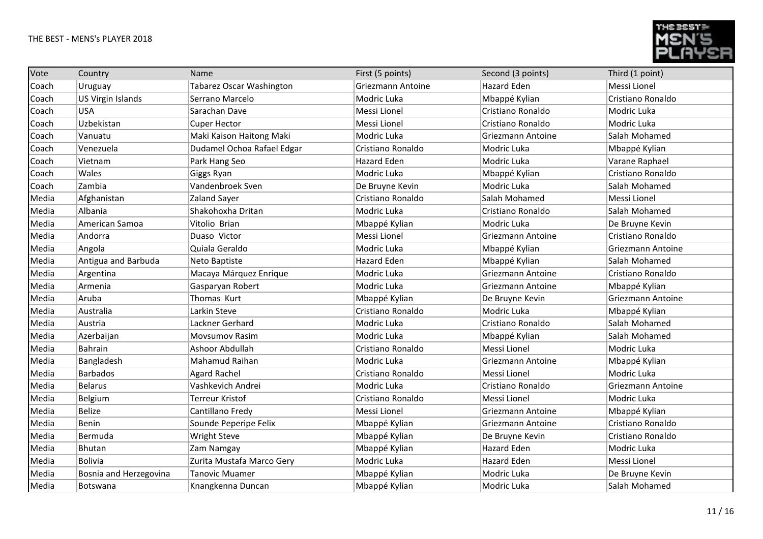| Vote | Country | Name | First (5 points) | Second (3 points) | Third (1 point) |
|---|---|---|---|---|---|
| Coach | Uruguay | Tabarez Oscar Washington | Griezmann Antoine | Hazard Eden | Messi Lionel |
| Coach | US Virgin Islands | Serrano Marcelo | Modric Luka | Mbappé Kylian | Cristiano Ronaldo |
| Coach | USA | Sarachan Dave | Messi Lionel | Cristiano Ronaldo | Modric Luka |
| Coach | Uzbekistan | Cuper Hector | Messi Lionel | Cristiano Ronaldo | Modric Luka |
| Coach | Vanuatu | Maki Kaison Haitong Maki | Modric Luka | Griezmann Antoine | Salah Mohamed |
| Coach | Venezuela | Dudamel Ochoa Rafael Edgar | Cristiano Ronaldo | Modric Luka | Mbappé Kylian |
| Coach | Vietnam | Park Hang Seo | Hazard Eden | Modric Luka | Varane Raphael |
| Coach | Wales | Giggs Ryan | Modric Luka | Mbappé Kylian | Cristiano Ronaldo |
| Coach | Zambia | Vandenbroek Sven | De Bruyne Kevin | Modric Luka | Salah Mohamed |
| Media | Afghanistan | Zaland Sayer | Cristiano Ronaldo | Salah Mohamed | Messi Lionel |
| Media | Albania | Shakohoxha Dritan | Modric Luka | Cristiano Ronaldo | Salah Mohamed |
| Media | American Samoa | Vitolio Brian | Mbappé Kylian | Modric Luka | De Bruyne Kevin |
| Media | Andorra | Duaso Victor | Messi Lionel | Griezmann Antoine | Cristiano Ronaldo |
| Media | Angola | Quiala Geraldo | Modric Luka | Mbappé Kylian | Griezmann Antoine |
| Media | Antigua and Barbuda | Neto Baptiste | Hazard Eden | Mbappé Kylian | Salah Mohamed |
| Media | Argentina | Macaya Márquez Enrique | Modric Luka | Griezmann Antoine | Cristiano Ronaldo |
| Media | Armenia | Gasparyan Robert | Modric Luka | Griezmann Antoine | Mbappé Kylian |
| Media | Aruba | Thomas Kurt | Mbappé Kylian | De Bruyne Kevin | Griezmann Antoine |
| Media | Australia | Larkin Steve | Cristiano Ronaldo | Modric Luka | Mbappé Kylian |
| Media | Austria | Lackner Gerhard | Modric Luka | Cristiano Ronaldo | Salah Mohamed |
| Media | Azerbaijan | Movsumov Rasim | Modric Luka | Mbappé Kylian | Salah Mohamed |
| Media | Bahrain | Ashoor Abdullah | Cristiano Ronaldo | Messi Lionel | Modric Luka |
| Media | Bangladesh | Mahamud Raihan | Modric Luka | Griezmann Antoine | Mbappé Kylian |
| Media | Barbados | Agard Rachel | Cristiano Ronaldo | Messi Lionel | Modric Luka |
| Media | Belarus | Vashkevich Andrei | Modric Luka | Cristiano Ronaldo | Griezmann Antoine |
| Media | Belgium | Terreur Kristof | Cristiano Ronaldo | Messi Lionel | Modric Luka |
| Media | Belize | Cantillano Fredy | Messi Lionel | Griezmann Antoine | Mbappé Kylian |
| Media | Benin | Sounde Peperipe Felix | Mbappé Kylian | Griezmann Antoine | Cristiano Ronaldo |
| Media | Bermuda | Wright Steve | Mbappé Kylian | De Bruyne Kevin | Cristiano Ronaldo |
| Media | Bhutan | Zam Namgay | Mbappé Kylian | Hazard Eden | Modric Luka |
| Media | Bolivia | Zurita Mustafa Marco Gery | Modric Luka | Hazard Eden | Messi Lionel |
| Media | Bosnia and Herzegovina | Tanovic Muamer | Mbappé Kylian | Modric Luka | De Bruyne Kevin |
| Media | Botswana | Knangkenna Duncan | Mbappé Kylian | Modric Luka | Salah Mohamed |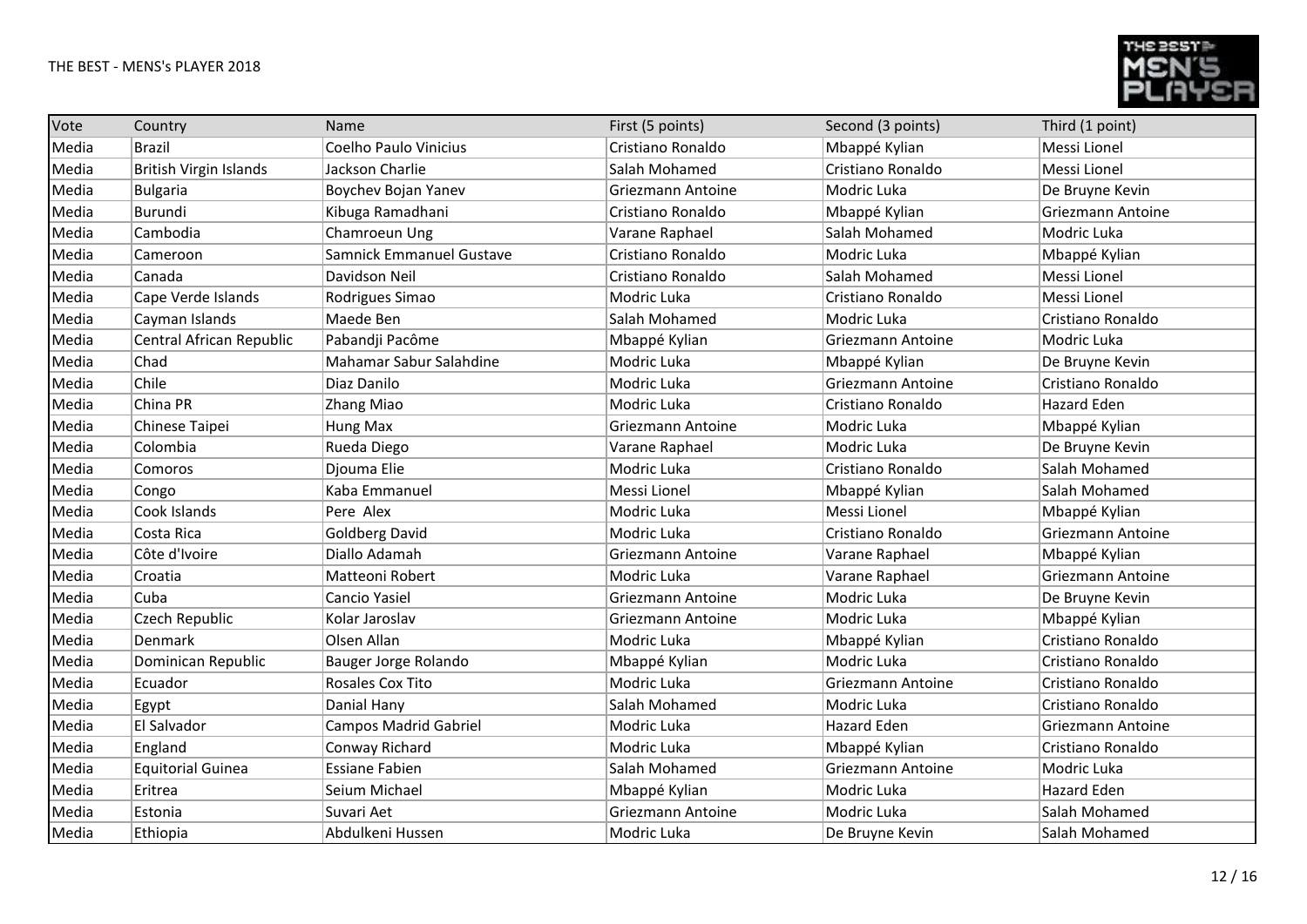| Vote | Country | Name | First (5 points) | Second (3 points) | Third (1 point) |
|---|---|---|---|---|---|
| Media | Brazil | Coelho Paulo Vinicius | Cristiano Ronaldo | Mbappé Kylian | Messi Lionel |
| Media | British Virgin Islands | Jackson Charlie | Salah Mohamed | Cristiano Ronaldo | Messi Lionel |
| Media | Bulgaria | Boychev Bojan Yanev | Griezmann Antoine | Modric Luka | De Bruyne Kevin |
| Media | Burundi | Kibuga Ramadhani | Cristiano Ronaldo | Mbappé Kylian | Griezmann Antoine |
| Media | Cambodia | Chamroeun Ung | Varane Raphael | Salah Mohamed | Modric Luka |
| Media | Cameroon | Samnick Emmanuel Gustave | Cristiano Ronaldo | Modric Luka | Mbappé Kylian |
| Media | Canada | Davidson Neil | Cristiano Ronaldo | Salah Mohamed | Messi Lionel |
| Media | Cape Verde Islands | Rodrigues Simao | Modric Luka | Cristiano Ronaldo | Messi Lionel |
| Media | Cayman Islands | Maede Ben | Salah Mohamed | Modric Luka | Cristiano Ronaldo |
| Media | Central African Republic | Pabandji Pacôme | Mbappé Kylian | Griezmann Antoine | Modric Luka |
| Media | Chad | Mahamar Sabur Salahdine | Modric Luka | Mbappé Kylian | De Bruyne Kevin |
| Media | Chile | Diaz Danilo | Modric Luka | Griezmann Antoine | Cristiano Ronaldo |
| Media | China PR | Zhang Miao | Modric Luka | Cristiano Ronaldo | Hazard Eden |
| Media | Chinese Taipei | Hung Max | Griezmann Antoine | Modric Luka | Mbappé Kylian |
| Media | Colombia | Rueda Diego | Varane Raphael | Modric Luka | De Bruyne Kevin |
| Media | Comoros | Djouma Elie | Modric Luka | Cristiano Ronaldo | Salah Mohamed |
| Media | Congo | Kaba Emmanuel | Messi Lionel | Mbappé Kylian | Salah Mohamed |
| Media | Cook Islands | Pere Alex | Modric Luka | Messi Lionel | Mbappé Kylian |
| Media | Costa Rica | Goldberg David | Modric Luka | Cristiano Ronaldo | Griezmann Antoine |
| Media | Côte d'Ivoire | Diallo Adamah | Griezmann Antoine | Varane Raphael | Mbappé Kylian |
| Media | Croatia | Matteoni Robert | Modric Luka | Varane Raphael | Griezmann Antoine |
| Media | Cuba | Cancio Yasiel | Griezmann Antoine | Modric Luka | De Bruyne Kevin |
| Media | Czech Republic | Kolar Jaroslav | Griezmann Antoine | Modric Luka | Mbappé Kylian |
| Media | Denmark | Olsen Allan | Modric Luka | Mbappé Kylian | Cristiano Ronaldo |
| Media | Dominican Republic | Bauger Jorge Rolando | Mbappé Kylian | Modric Luka | Cristiano Ronaldo |
| Media | Ecuador | Rosales Cox Tito | Modric Luka | Griezmann Antoine | Cristiano Ronaldo |
| Media | Egypt | Danial Hany | Salah Mohamed | Modric Luka | Cristiano Ronaldo |
| Media | El Salvador | Campos Madrid Gabriel | Modric Luka | Hazard Eden | Griezmann Antoine |
| Media | England | Conway Richard | Modric Luka | Mbappé Kylian | Cristiano Ronaldo |
| Media | Equitorial Guinea | Essiane Fabien | Salah Mohamed | Griezmann Antoine | Modric Luka |
| Media | Eritrea | Seium Michael | Mbappé Kylian | Modric Luka | Hazard Eden |
| Media | Estonia | Suvari Aet | Griezmann Antoine | Modric Luka | Salah Mohamed |
| Media | Ethiopia | Abdulkeni Hussen | Modric Luka | De Bruyne Kevin | Salah Mohamed |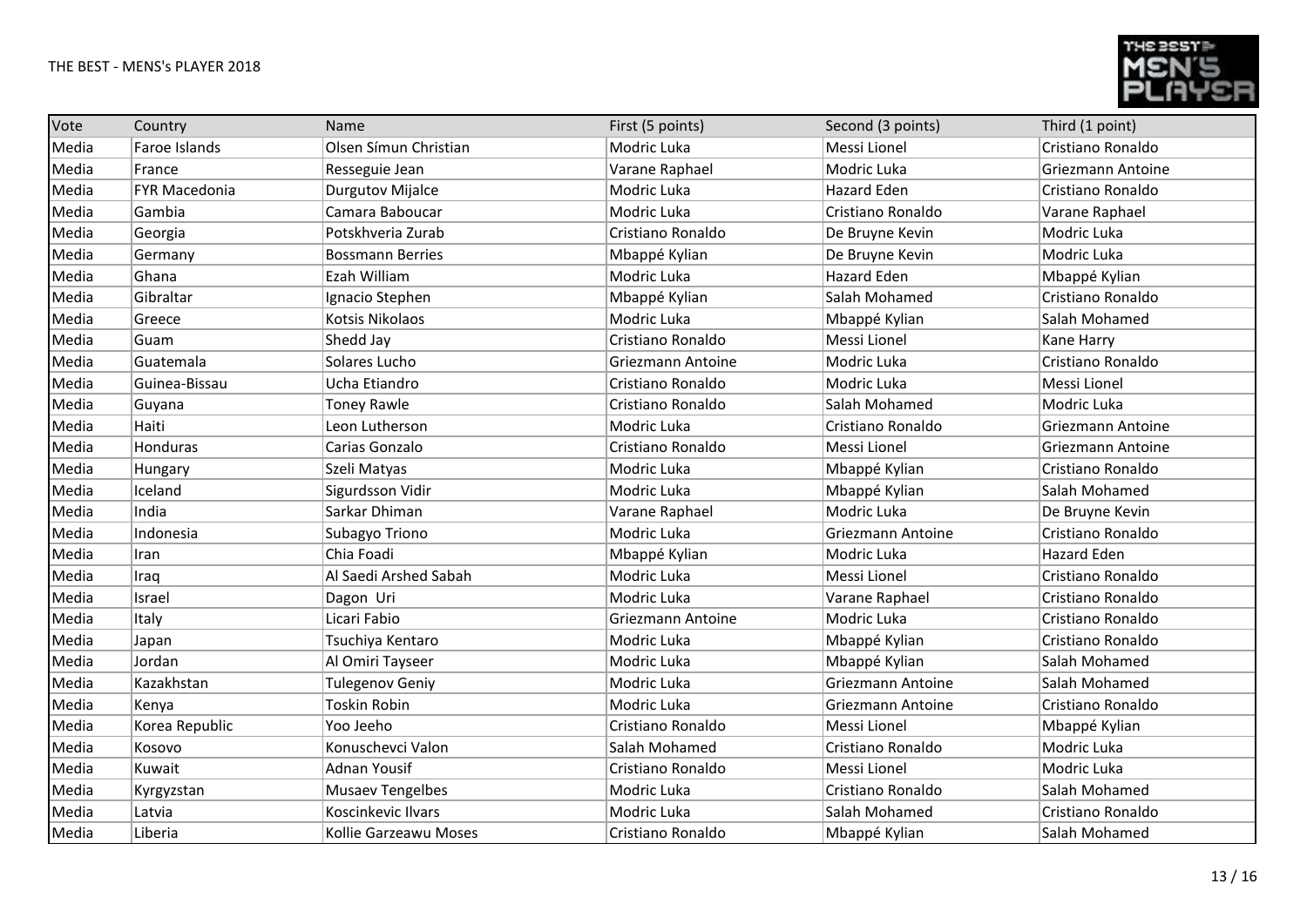| Vote | Country | Name | First (5 points) | Second (3 points) | Third (1 point) |
| --- | --- | --- | --- | --- | --- |
| Media | Faroe Islands | Olsen Símun Christian | Modric Luka | Messi Lionel | Cristiano Ronaldo |
| Media | France | Resseguie Jean | Varane Raphael | Modric Luka | Griezmann Antoine |
| Media | FYR Macedonia | Durgutov Mijalce | Modric Luka | Hazard Eden | Cristiano Ronaldo |
| Media | Gambia | Camara Baboucar | Modric Luka | Cristiano Ronaldo | Varane Raphael |
| Media | Georgia | Potskhveria Zurab | Cristiano Ronaldo | De Bruyne Kevin | Modric Luka |
| Media | Germany | Bossmann Berries | Mbappé Kylian | De Bruyne Kevin | Modric Luka |
| Media | Ghana | Ezah William | Modric Luka | Hazard Eden | Mbappé Kylian |
| Media | Gibraltar | Ignacio Stephen | Mbappé Kylian | Salah Mohamed | Cristiano Ronaldo |
| Media | Greece | Kotsis Nikolaos | Modric Luka | Mbappé Kylian | Salah Mohamed |
| Media | Guam | Shedd Jay | Cristiano Ronaldo | Messi Lionel | Kane Harry |
| Media | Guatemala | Solares Lucho | Griezmann Antoine | Modric Luka | Cristiano Ronaldo |
| Media | Guinea-Bissau | Ucha Etiandro | Cristiano Ronaldo | Modric Luka | Messi Lionel |
| Media | Guyana | Toney Rawle | Cristiano Ronaldo | Salah Mohamed | Modric Luka |
| Media | Haiti | Leon Lutherson | Modric Luka | Cristiano Ronaldo | Griezmann Antoine |
| Media | Honduras | Carias Gonzalo | Cristiano Ronaldo | Messi Lionel | Griezmann Antoine |
| Media | Hungary | Szeli Matyas | Modric Luka | Mbappé Kylian | Cristiano Ronaldo |
| Media | Iceland | Sigurdsson Vidir | Modric Luka | Mbappé Kylian | Salah Mohamed |
| Media | India | Sarkar Dhiman | Varane Raphael | Modric Luka | De Bruyne Kevin |
| Media | Indonesia | Subagyo Triono | Modric Luka | Griezmann Antoine | Cristiano Ronaldo |
| Media | Iran | Chia Foadi | Mbappé Kylian | Modric Luka | Hazard Eden |
| Media | Iraq | Al Saedi Arshed Sabah | Modric Luka | Messi Lionel | Cristiano Ronaldo |
| Media | Israel | Dagon Uri | Modric Luka | Varane Raphael | Cristiano Ronaldo |
| Media | Italy | Licari Fabio | Griezmann Antoine | Modric Luka | Cristiano Ronaldo |
| Media | Japan | Tsuchiya Kentaro | Modric Luka | Mbappé Kylian | Cristiano Ronaldo |
| Media | Jordan | Al Omiri Tayseer | Modric Luka | Mbappé Kylian | Salah Mohamed |
| Media | Kazakhstan | Tulegenov Geniy | Modric Luka | Griezmann Antoine | Salah Mohamed |
| Media | Kenya | Toskin Robin | Modric Luka | Griezmann Antoine | Cristiano Ronaldo |
| Media | Korea Republic | Yoo Jeeho | Cristiano Ronaldo | Messi Lionel | Mbappé Kylian |
| Media | Kosovo | Konuschevci Valon | Salah Mohamed | Cristiano Ronaldo | Modric Luka |
| Media | Kuwait | Adnan Yousif | Cristiano Ronaldo | Messi Lionel | Modric Luka |
| Media | Kyrgyzstan | Musaev Tengelbes | Modric Luka | Cristiano Ronaldo | Salah Mohamed |
| Media | Latvia | Koscinkevic Ilvars | Modric Luka | Salah Mohamed | Cristiano Ronaldo |
| Media | Liberia | Kollie Garzeawu Moses | Cristiano Ronaldo | Mbappé Kylian | Salah Mohamed |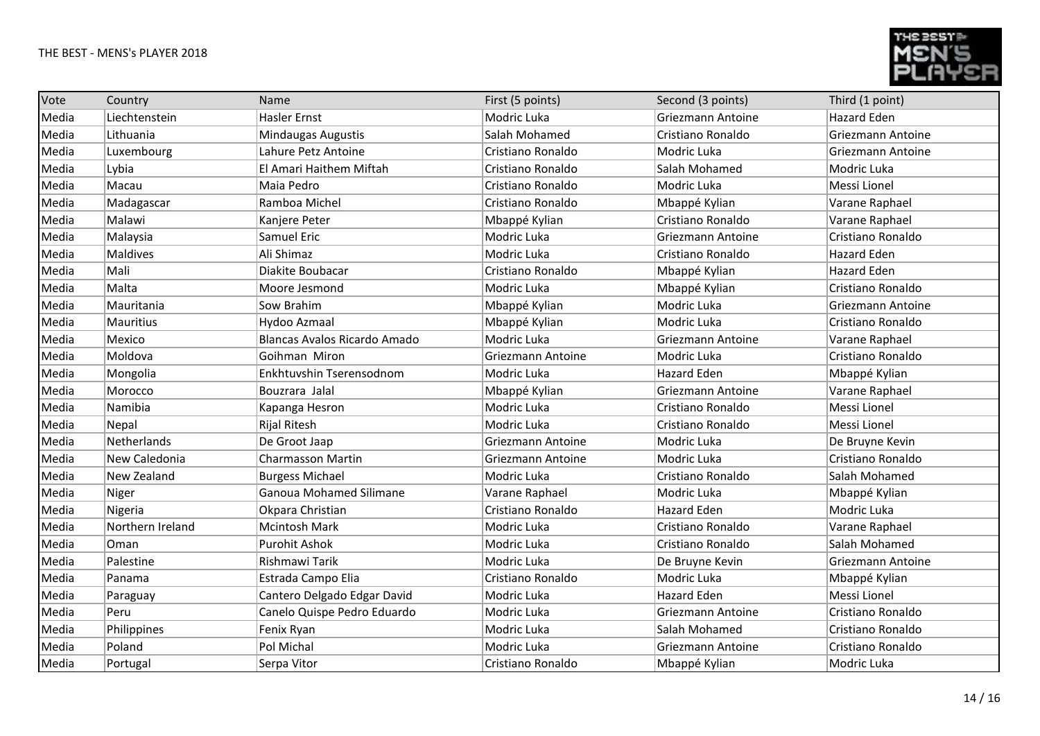| Vote | Country | Name | First (5 points) | Second (3 points) | Third (1 point) |
| --- | --- | --- | --- | --- | --- |
| Media | Liechtenstein | Hasler Ernst | Modric Luka | Griezmann Antoine | Hazard Eden |
| Media | Lithuania | Mindaugas Augustis | Salah Mohamed | Cristiano Ronaldo | Griezmann Antoine |
| Media | Luxembourg | Lahure Petz Antoine | Cristiano Ronaldo | Modric Luka | Griezmann Antoine |
| Media | Lybia | El Amari Haithem Miftah | Cristiano Ronaldo | Salah Mohamed | Modric Luka |
| Media | Macau | Maia Pedro | Cristiano Ronaldo | Modric Luka | Messi Lionel |
| Media | Madagascar | Ramboa Michel | Cristiano Ronaldo | Mbappé Kylian | Varane Raphael |
| Media | Malawi | Kanjere Peter | Mbappé Kylian | Cristiano Ronaldo | Varane Raphael |
| Media | Malaysia | Samuel Eric | Modric Luka | Griezmann Antoine | Cristiano Ronaldo |
| Media | Maldives | Ali Shimaz | Modric Luka | Cristiano Ronaldo | Hazard Eden |
| Media | Mali | Diakite Boubacar | Cristiano Ronaldo | Mbappé Kylian | Hazard Eden |
| Media | Malta | Moore Jesmond | Modric Luka | Mbappé Kylian | Cristiano Ronaldo |
| Media | Mauritania | Sow Brahim | Mbappé Kylian | Modric Luka | Griezmann Antoine |
| Media | Mauritius | Hydoo Azmaal | Mbappé Kylian | Modric Luka | Cristiano Ronaldo |
| Media | Mexico | Blancas Avalos Ricardo Amado | Modric Luka | Griezmann Antoine | Varane Raphael |
| Media | Moldova | Goihman Miron | Griezmann Antoine | Modric Luka | Cristiano Ronaldo |
| Media | Mongolia | Enkhtuvshin Tserensodnom | Modric Luka | Hazard Eden | Mbappé Kylian |
| Media | Morocco | Bouzrara Jalal | Mbappé Kylian | Griezmann Antoine | Varane Raphael |
| Media | Namibia | Kapanga Hesron | Modric Luka | Cristiano Ronaldo | Messi Lionel |
| Media | Nepal | Rijal Ritesh | Modric Luka | Cristiano Ronaldo | Messi Lionel |
| Media | Netherlands | De Groot Jaap | Griezmann Antoine | Modric Luka | De Bruyne Kevin |
| Media | New Caledonia | Charmasson Martin | Griezmann Antoine | Modric Luka | Cristiano Ronaldo |
| Media | New Zealand | Burgess Michael | Modric Luka | Cristiano Ronaldo | Salah Mohamed |
| Media | Niger | Ganoua Mohamed Silimane | Varane Raphael | Modric Luka | Mbappé Kylian |
| Media | Nigeria | Okpara Christian | Cristiano Ronaldo | Hazard Eden | Modric Luka |
| Media | Northern Ireland | Mcintosh Mark | Modric Luka | Cristiano Ronaldo | Varane Raphael |
| Media | Oman | Purohit Ashok | Modric Luka | Cristiano Ronaldo | Salah Mohamed |
| Media | Palestine | Rishmawi Tarik | Modric Luka | De Bruyne Kevin | Griezmann Antoine |
| Media | Panama | Estrada Campo Elia | Cristiano Ronaldo | Modric Luka | Mbappé Kylian |
| Media | Paraguay | Cantero Delgado Edgar David | Modric Luka | Hazard Eden | Messi Lionel |
| Media | Peru | Canelo Quispe Pedro Eduardo | Modric Luka | Griezmann Antoine | Cristiano Ronaldo |
| Media | Philippines | Fenix Ryan | Modric Luka | Salah Mohamed | Cristiano Ronaldo |
| Media | Poland | Pol Michal | Modric Luka | Griezmann Antoine | Cristiano Ronaldo |
| Media | Portugal | Serpa Vitor | Cristiano Ronaldo | Mbappé Kylian | Modric Luka |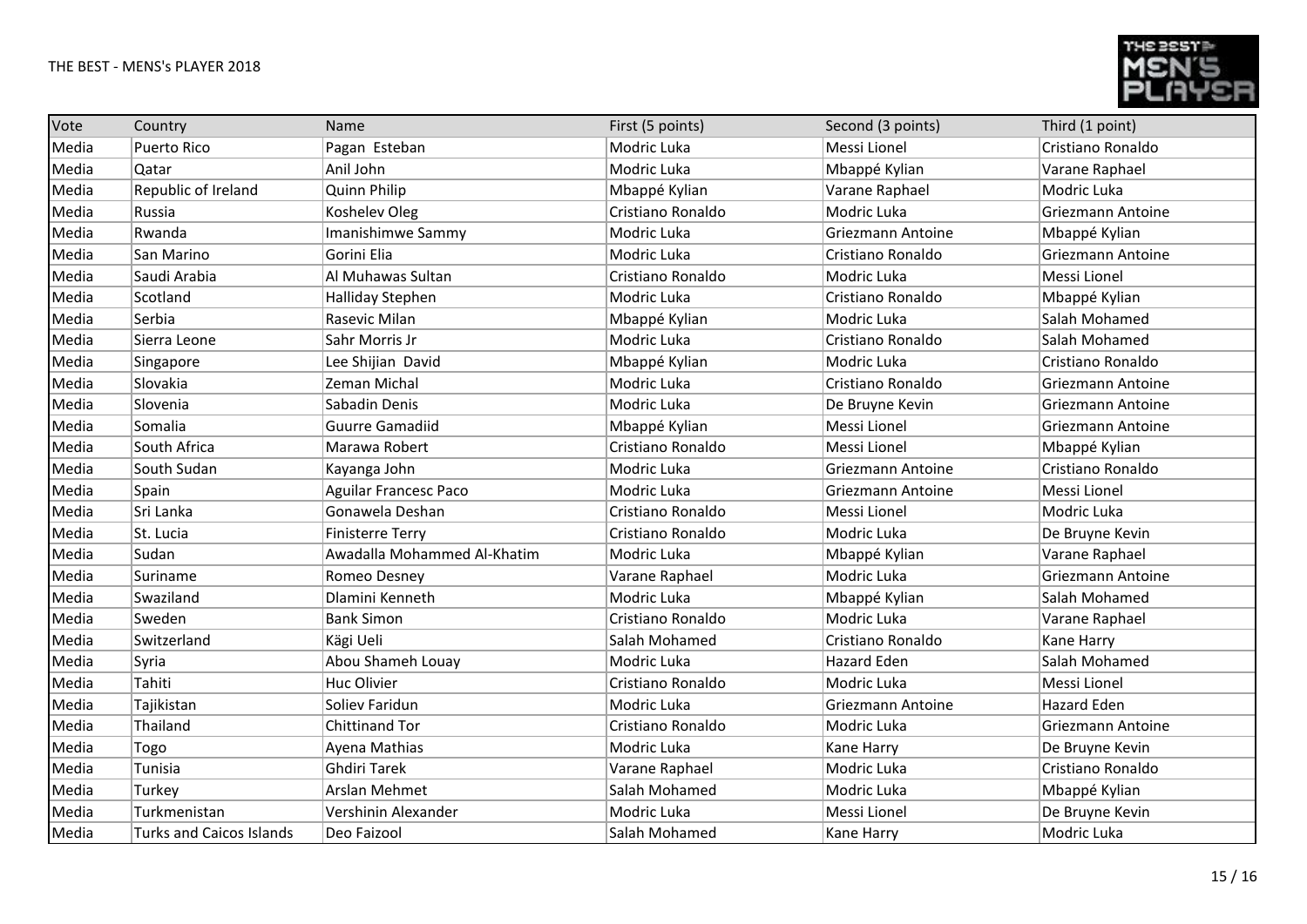| Vote | Country | Name | First (5 points) | Second (3 points) | Third (1 point) |
|---|---|---|---|---|---|
| Media | Puerto Rico | Pagan  Esteban | Modric Luka | Messi Lionel | Cristiano Ronaldo |
| Media | Qatar | Anil John | Modric Luka | Mbappé Kylian | Varane Raphael |
| Media | Republic of Ireland | Quinn Philip | Mbappé Kylian | Varane Raphael | Modric Luka |
| Media | Russia | Koshelev Oleg | Cristiano Ronaldo | Modric Luka | Griezmann Antoine |
| Media | Rwanda | Imanishimwe Sammy | Modric Luka | Griezmann Antoine | Mbappé Kylian |
| Media | San Marino | Gorini Elia | Modric Luka | Cristiano Ronaldo | Griezmann Antoine |
| Media | Saudi Arabia | Al Muhawas Sultan | Cristiano Ronaldo | Modric Luka | Messi Lionel |
| Media | Scotland | Halliday Stephen | Modric Luka | Cristiano Ronaldo | Mbappé Kylian |
| Media | Serbia | Rasevic Milan | Mbappé Kylian | Modric Luka | Salah Mohamed |
| Media | Sierra Leone | Sahr Morris Jr | Modric Luka | Cristiano Ronaldo | Salah Mohamed |
| Media | Singapore | Lee Shijian  David | Mbappé Kylian | Modric Luka | Cristiano Ronaldo |
| Media | Slovakia | Zeman Michal | Modric Luka | Cristiano Ronaldo | Griezmann Antoine |
| Media | Slovenia | Sabadin Denis | Modric Luka | De Bruyne Kevin | Griezmann Antoine |
| Media | Somalia | Guurre Gamadiid | Mbappé Kylian | Messi Lionel | Griezmann Antoine |
| Media | South Africa | Marawa Robert | Cristiano Ronaldo | Messi Lionel | Mbappé Kylian |
| Media | South Sudan | Kayanga John | Modric Luka | Griezmann Antoine | Cristiano Ronaldo |
| Media | Spain | Aguilar Francesc Paco | Modric Luka | Griezmann Antoine | Messi Lionel |
| Media | Sri Lanka | Gonawela Deshan | Cristiano Ronaldo | Messi Lionel | Modric Luka |
| Media | St. Lucia | Finisterre Terry | Cristiano Ronaldo | Modric Luka | De Bruyne Kevin |
| Media | Sudan | Awadalla Mohammed Al-Khatim | Modric Luka | Mbappé Kylian | Varane Raphael |
| Media | Suriname | Romeo Desney | Varane Raphael | Modric Luka | Griezmann Antoine |
| Media | Swaziland | Dlamini Kenneth | Modric Luka | Mbappé Kylian | Salah Mohamed |
| Media | Sweden | Bank Simon | Cristiano Ronaldo | Modric Luka | Varane Raphael |
| Media | Switzerland | Kägi Ueli | Salah Mohamed | Cristiano Ronaldo | Kane Harry |
| Media | Syria | Abou Shameh Louay | Modric Luka | Hazard Eden | Salah Mohamed |
| Media | Tahiti | Huc Olivier | Cristiano Ronaldo | Modric Luka | Messi Lionel |
| Media | Tajikistan | Soliev Faridun | Modric Luka | Griezmann Antoine | Hazard Eden |
| Media | Thailand | Chittinand Tor | Cristiano Ronaldo | Modric Luka | Griezmann Antoine |
| Media | Togo | Ayena Mathias | Modric Luka | Kane Harry | De Bruyne Kevin |
| Media | Tunisia | Ghdiri Tarek | Varane Raphael | Modric Luka | Cristiano Ronaldo |
| Media | Turkey | Arslan Mehmet | Salah Mohamed | Modric Luka | Mbappé Kylian |
| Media | Turkmenistan | Vershinin Alexander | Modric Luka | Messi Lionel | De Bruyne Kevin |
| Media | Turks and Caicos Islands | Deo Faizool | Salah Mohamed | Kane Harry | Modric Luka |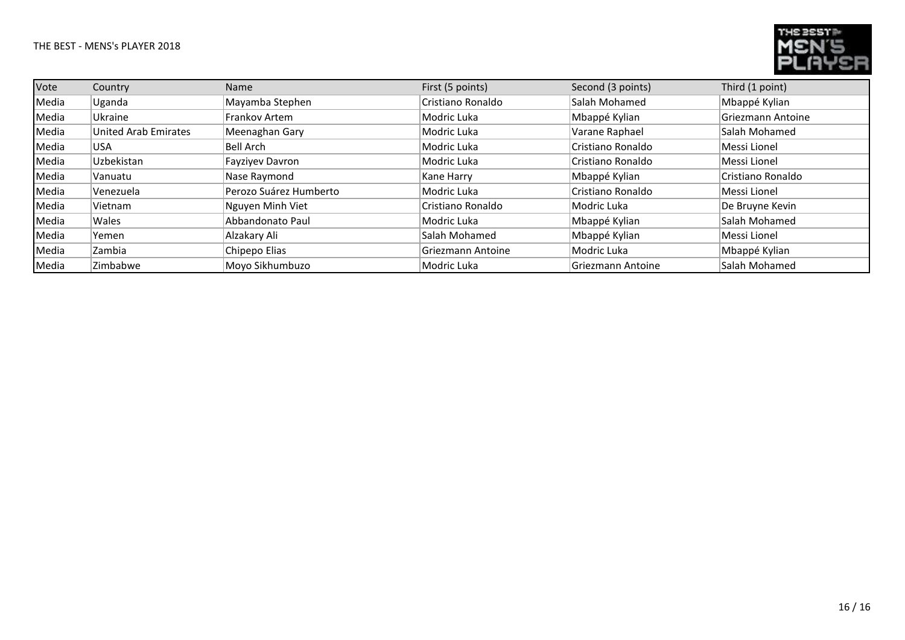THE BEST - MENS's PLAYER 2018

| Vote | Country | Name | First (5 points) | Second (3 points) | Third (1 point) |
|---|---|---|---|---|---|
| Media | Uganda | Mayamba Stephen | Cristiano Ronaldo | Salah Mohamed | Mbappé Kylian |
| Media | Ukraine | Frankov Artem | Modric Luka | Mbappé Kylian | Griezmann Antoine |
| Media | United Arab Emirates | Meenaghan Gary | Modric Luka | Varane Raphael | Salah Mohamed |
| Media | USA | Bell Arch | Modric Luka | Cristiano Ronaldo | Messi Lionel |
| Media | Uzbekistan | Fayziyev Davron | Modric Luka | Cristiano Ronaldo | Messi Lionel |
| Media | Vanuatu | Nase Raymond | Kane Harry | Mbappé Kylian | Cristiano Ronaldo |
| Media | Venezuela | Perozo Suárez Humberto | Modric Luka | Cristiano Ronaldo | Messi Lionel |
| Media | Vietnam | Nguyen Minh Viet | Cristiano Ronaldo | Modric Luka | De Bruyne Kevin |
| Media | Wales | Abbandonato Paul | Modric Luka | Mbappé Kylian | Salah Mohamed |
| Media | Yemen | Alzakary Ali | Salah Mohamed | Mbappé Kylian | Messi Lionel |
| Media | Zambia | Chipepo Elias | Griezmann Antoine | Modric Luka | Mbappé Kylian |
| Media | Zimbabwe | Moyo Sikhumbuzo | Modric Luka | Griezmann Antoine | Salah Mohamed |